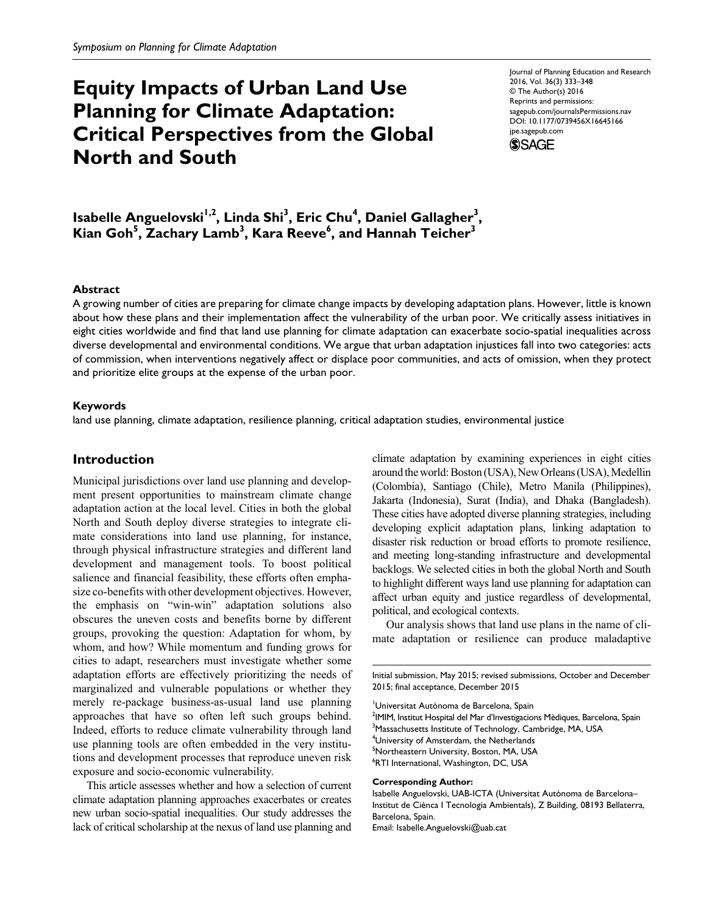*Symposium on Planning for Climate Adaptation*

# Equity Impacts of Urban Land Use Planning for Climate Adaptation: Critical Perspectives from the Global North and South

Journal of Planning Education and Research
2016, Vol. 36(3) 333–348
© The Author(s) 2016
Reprints and permissions:
sagepub.com/journalsPermissions.nav
DOI: 10.1177/0739456X16645166
jpe.sagepub.com

**Isabelle Anguelovski[1,2], Linda Shi[3], Eric Chu[4], Daniel Gallagher[3], Kian Goh[5], Zachary Lamb[3], Kara Reeve[6], and Hannah Teicher[3]**

### Abstract

A growing number of cities are preparing for climate change impacts by developing adaptation plans. However, little is known about how these plans and their implementation affect the vulnerability of the urban poor. We critically assess initiatives in eight cities worldwide and find that land use planning for climate adaptation can exacerbate socio-spatial inequalities across diverse developmental and environmental conditions. We argue that urban adaptation injustices fall into two categories: acts of commission, when interventions negatively affect or displace poor communities, and acts of omission, when they protect and prioritize elite groups at the expense of the urban poor.

### Keywords

land use planning, climate adaptation, resilience planning, critical adaptation studies, environmental justice

## Introduction

Municipal jurisdictions over land use planning and development present opportunities to mainstream climate change adaptation action at the local level. Cities in both the global North and South deploy diverse strategies to integrate climate considerations into land use planning, for instance, through physical infrastructure strategies and different land development and management tools. To boost political salience and financial feasibility, these efforts often emphasize co-benefits with other development objectives. However, the emphasis on "win-win" adaptation solutions also obscures the uneven costs and benefits borne by different groups, provoking the question: Adaptation for whom, by whom, and how? While momentum and funding grows for cities to adapt, researchers must investigate whether some adaptation efforts are effectively prioritizing the needs of marginalized and vulnerable populations or whether they merely re-package business-as-usual land use planning approaches that have so often left such groups behind. Indeed, efforts to reduce climate vulnerability through land use planning tools are often embedded in the very institutions and development processes that reproduce uneven risk exposure and socio-economic vulnerability.

This article assesses whether and how a selection of current climate adaptation planning approaches exacerbates or creates new urban socio-spatial inequalities. Our study addresses the lack of critical scholarship at the nexus of land use planning and climate adaptation by examining experiences in eight cities around the world: Boston (USA), New Orleans (USA), Medellin (Colombia), Santiago (Chile), Metro Manila (Philippines), Jakarta (Indonesia), Surat (India), and Dhaka (Bangladesh). These cities have adopted diverse planning strategies, including developing explicit adaptation plans, linking adaptation to disaster risk reduction or broad efforts to promote resilience, and meeting long-standing infrastructure and developmental backlogs. We selected cities in both the global North and South to highlight different ways land use planning for adaptation can affect urban equity and justice regardless of developmental, political, and ecological contexts.

Our analysis shows that land use plans in the name of climate adaptation or resilience can produce maladaptive

Initial submission, May 2015; revised submissions, October and December 2015; final acceptance, December 2015

[1]Universitat Autònoma de Barcelona, Spain
[2]IMIM, Institut Hospital del Mar d'Investigacions Mèdiques, Barcelona, Spain
[3]Massachusetts Institute of Technology, Cambridge, MA, USA
[4]University of Amsterdam, the Netherlands
[5]Northeastern University, Boston, MA, USA
[6]RTI International, Washington, DC, USA

**Corresponding Author:**
Isabelle Anguelovski, UAB-ICTA (Universitat Autònoma de Barcelona–Institut de Ciènca I Tecnologia Ambientals), Z Building, 08193 Bellaterra, Barcelona, Spain.
Email: Isabelle.Anguelovski@uab.cat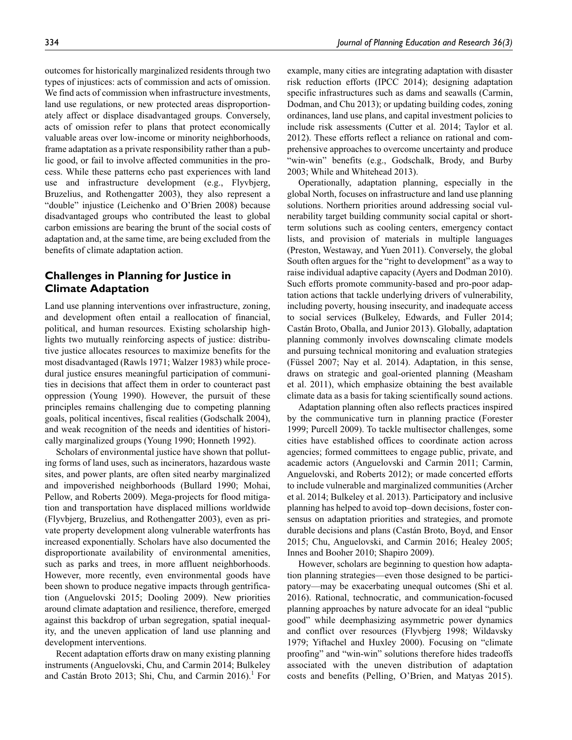outcomes for historically marginalized residents through two types of injustices: acts of commission and acts of omission. We find acts of commission when infrastructure investments, land use regulations, or new protected areas disproportionately affect or displace disadvantaged groups. Conversely, acts of omission refer to plans that protect economically valuable areas over low-income or minority neighborhoods, frame adaptation as a private responsibility rather than a public good, or fail to involve affected communities in the process. While these patterns echo past experiences with land use and infrastructure development (e.g., Flyvbjerg, Bruzelius, and Rothengatter 2003), they also represent a "double" injustice (Leichenko and O'Brien 2008) because disadvantaged groups who contributed the least to global carbon emissions are bearing the brunt of the social costs of adaptation and, at the same time, are being excluded from the benefits of climate adaptation action.

## Challenges in Planning for Justice in Climate Adaptation

Land use planning interventions over infrastructure, zoning, and development often entail a reallocation of financial, political, and human resources. Existing scholarship highlights two mutually reinforcing aspects of justice: distributive justice allocates resources to maximize benefits for the most disadvantaged (Rawls 1971; Walzer 1983) while procedural justice ensures meaningful participation of communities in decisions that affect them in order to counteract past oppression (Young 1990). However, the pursuit of these principles remains challenging due to competing planning goals, political incentives, fiscal realities (Godschalk 2004), and weak recognition of the needs and identities of historically marginalized groups (Young 1990; Honneth 1992).

Scholars of environmental justice have shown that polluting forms of land uses, such as incinerators, hazardous waste sites, and power plants, are often sited nearby marginalized and impoverished neighborhoods (Bullard 1990; Mohai, Pellow, and Roberts 2009). Mega-projects for flood mitigation and transportation have displaced millions worldwide (Flyvbjerg, Bruzelius, and Rothengatter 2003), even as private property development along vulnerable waterfronts has increased exponentially. Scholars have also documented the disproportionate availability of environmental amenities, such as parks and trees, in more affluent neighborhoods. However, more recently, even environmental goods have been shown to produce negative impacts through gentrification (Anguelovski 2015; Dooling 2009). New priorities around climate adaptation and resilience, therefore, emerged against this backdrop of urban segregation, spatial inequality, and the uneven application of land use planning and development interventions.

Recent adaptation efforts draw on many existing planning instruments (Anguelovski, Chu, and Carmin 2014; Bulkeley and Castán Broto 2013; Shi, Chu, and Carmin 2016).[1] For example, many cities are integrating adaptation with disaster risk reduction efforts (IPCC 2014); designing adaptation specific infrastructures such as dams and seawalls (Carmin, Dodman, and Chu 2013); or updating building codes, zoning ordinances, land use plans, and capital investment policies to include risk assessments (Cutter et al. 2014; Taylor et al. 2012). These efforts reflect a reliance on rational and comprehensive approaches to overcome uncertainty and produce "win-win" benefits (e.g., Godschalk, Brody, and Burby 2003; While and Whitehead 2013).

Operationally, adaptation planning, especially in the global North, focuses on infrastructure and land use planning solutions. Northern priorities around addressing social vulnerability target building community social capital or short-term solutions such as cooling centers, emergency contact lists, and provision of materials in multiple languages (Preston, Westaway, and Yuen 2011). Conversely, the global South often argues for the "right to development" as a way to raise individual adaptive capacity (Ayers and Dodman 2010). Such efforts promote community-based and pro-poor adaptation actions that tackle underlying drivers of vulnerability, including poverty, housing insecurity, and inadequate access to social services (Bulkeley, Edwards, and Fuller 2014; Castán Broto, Oballa, and Junior 2013). Globally, adaptation planning commonly involves downscaling climate models and pursuing technical monitoring and evaluation strategies (Füssel 2007; Nay et al. 2014). Adaptation, in this sense, draws on strategic and goal-oriented planning (Measham et al. 2011), which emphasize obtaining the best available climate data as a basis for taking scientifically sound actions.

Adaptation planning often also reflects practices inspired by the communicative turn in planning practice (Forester 1999; Purcell 2009). To tackle multisector challenges, some cities have established offices to coordinate action across agencies; formed committees to engage public, private, and academic actors (Anguelovski and Carmin 2011; Carmin, Anguelovski, and Roberts 2012); or made concerted efforts to include vulnerable and marginalized communities (Archer et al. 2014; Bulkeley et al. 2013). Participatory and inclusive planning has helped to avoid top–down decisions, foster consensus on adaptation priorities and strategies, and promote durable decisions and plans (Castán Broto, Boyd, and Ensor 2015; Chu, Anguelovski, and Carmin 2016; Healey 2005; Innes and Booher 2010; Shapiro 2009).

However, scholars are beginning to question how adaptation planning strategies—even those designed to be participatory—may be exacerbating unequal outcomes (Shi et al. 2016). Rational, technocratic, and communication-focused planning approaches by nature advocate for an ideal "public good" while deemphasizing asymmetric power dynamics and conflict over resources (Flyvbjerg 1998; Wildavsky 1979; Yiftachel and Huxley 2000). Focusing on "climate proofing" and "win-win" solutions therefore hides tradeoffs associated with the uneven distribution of adaptation costs and benefits (Pelling, O'Brien, and Matyas 2015).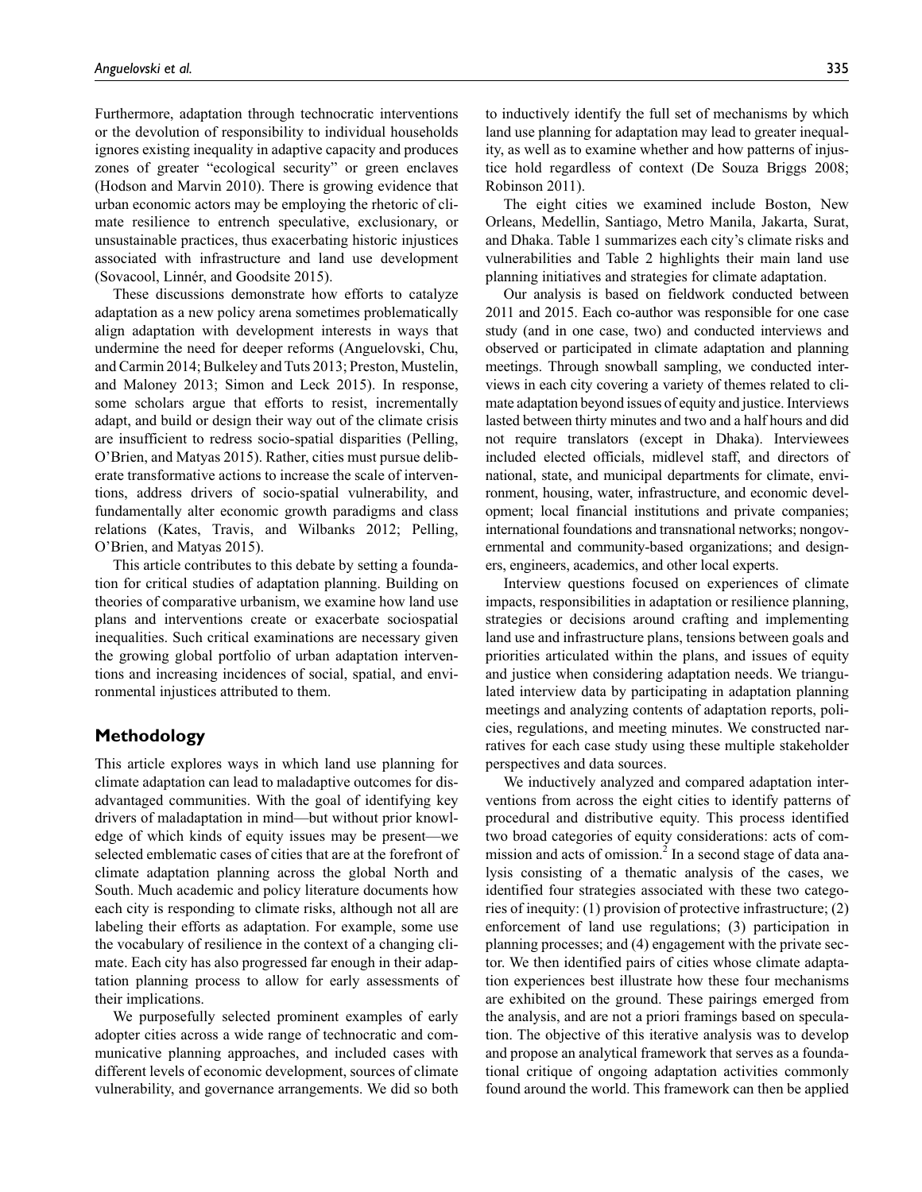Furthermore, adaptation through technocratic interventions or the devolution of responsibility to individual households ignores existing inequality in adaptive capacity and produces zones of greater "ecological security" or green enclaves (Hodson and Marvin 2010). There is growing evidence that urban economic actors may be employing the rhetoric of climate resilience to entrench speculative, exclusionary, or unsustainable practices, thus exacerbating historic injustices associated with infrastructure and land use development (Sovacool, Linnér, and Goodsite 2015).

These discussions demonstrate how efforts to catalyze adaptation as a new policy arena sometimes problematically align adaptation with development interests in ways that undermine the need for deeper reforms (Anguelovski, Chu, and Carmin 2014; Bulkeley and Tuts 2013; Preston, Mustelin, and Maloney 2013; Simon and Leck 2015). In response, some scholars argue that efforts to resist, incrementally adapt, and build or design their way out of the climate crisis are insufficient to redress socio-spatial disparities (Pelling, O'Brien, and Matyas 2015). Rather, cities must pursue deliberate transformative actions to increase the scale of interventions, address drivers of socio-spatial vulnerability, and fundamentally alter economic growth paradigms and class relations (Kates, Travis, and Wilbanks 2012; Pelling, O'Brien, and Matyas 2015).

This article contributes to this debate by setting a foundation for critical studies of adaptation planning. Building on theories of comparative urbanism, we examine how land use plans and interventions create or exacerbate sociospatial inequalities. Such critical examinations are necessary given the growing global portfolio of urban adaptation interventions and increasing incidences of social, spatial, and environmental injustices attributed to them.

## Methodology

This article explores ways in which land use planning for climate adaptation can lead to maladaptive outcomes for disadvantaged communities. With the goal of identifying key drivers of maladaptation in mind—but without prior knowledge of which kinds of equity issues may be present—we selected emblematic cases of cities that are at the forefront of climate adaptation planning across the global North and South. Much academic and policy literature documents how each city is responding to climate risks, although not all are labeling their efforts as adaptation. For example, some use the vocabulary of resilience in the context of a changing climate. Each city has also progressed far enough in their adaptation planning process to allow for early assessments of their implications.

We purposefully selected prominent examples of early adopter cities across a wide range of technocratic and communicative planning approaches, and included cases with different levels of economic development, sources of climate vulnerability, and governance arrangements. We did so both to inductively identify the full set of mechanisms by which land use planning for adaptation may lead to greater inequality, as well as to examine whether and how patterns of injustice hold regardless of context (De Souza Briggs 2008; Robinson 2011).

The eight cities we examined include Boston, New Orleans, Medellin, Santiago, Metro Manila, Jakarta, Surat, and Dhaka. Table 1 summarizes each city's climate risks and vulnerabilities and Table 2 highlights their main land use planning initiatives and strategies for climate adaptation.

Our analysis is based on fieldwork conducted between 2011 and 2015. Each co-author was responsible for one case study (and in one case, two) and conducted interviews and observed or participated in climate adaptation and planning meetings. Through snowball sampling, we conducted interviews in each city covering a variety of themes related to climate adaptation beyond issues of equity and justice. Interviews lasted between thirty minutes and two and a half hours and did not require translators (except in Dhaka). Interviewees included elected officials, midlevel staff, and directors of national, state, and municipal departments for climate, environment, housing, water, infrastructure, and economic development; local financial institutions and private companies; international foundations and transnational networks; nongovernmental and community-based organizations; and designers, engineers, academics, and other local experts.

Interview questions focused on experiences of climate impacts, responsibilities in adaptation or resilience planning, strategies or decisions around crafting and implementing land use and infrastructure plans, tensions between goals and priorities articulated within the plans, and issues of equity and justice when considering adaptation needs. We triangulated interview data by participating in adaptation planning meetings and analyzing contents of adaptation reports, policies, regulations, and meeting minutes. We constructed narratives for each case study using these multiple stakeholder perspectives and data sources.

We inductively analyzed and compared adaptation interventions from across the eight cities to identify patterns of procedural and distributive equity. This process identified two broad categories of equity considerations: acts of commission and acts of omission.[2] In a second stage of data analysis consisting of a thematic analysis of the cases, we identified four strategies associated with these two categories of inequity: (1) provision of protective infrastructure; (2) enforcement of land use regulations; (3) participation in planning processes; and (4) engagement with the private sector. We then identified pairs of cities whose climate adaptation experiences best illustrate how these four mechanisms are exhibited on the ground. These pairings emerged from the analysis, and are not a priori framings based on speculation. The objective of this iterative analysis was to develop and propose an analytical framework that serves as a foundational critique of ongoing adaptation activities commonly found around the world. This framework can then be applied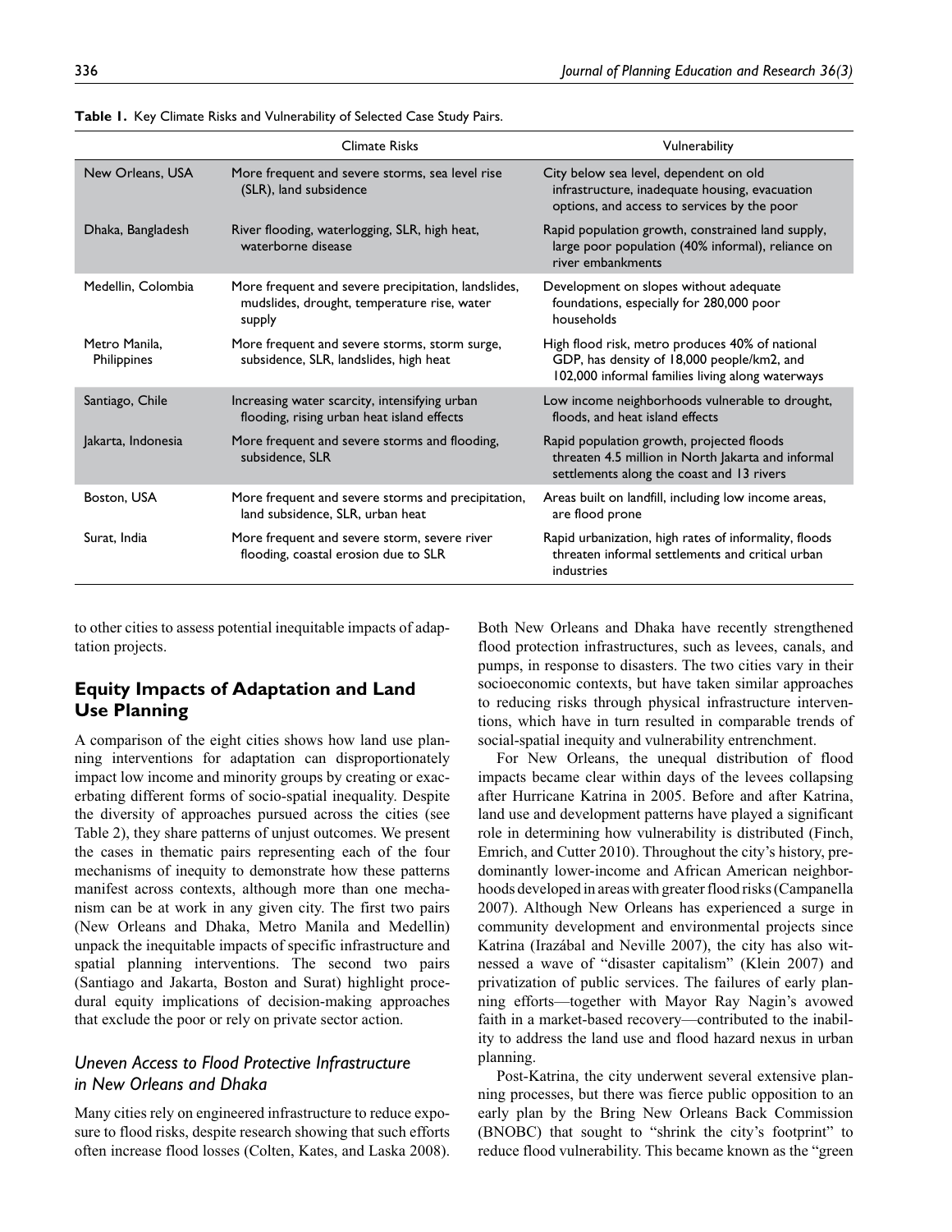**Table 1.** Key Climate Risks and Vulnerability of Selected Case Study Pairs.

| | Climate Risks | Vulnerability |
|---|---|---|
| New Orleans, USA | More frequent and severe storms, sea level rise (SLR), land subsidence | City below sea level, dependent on old infrastructure, inadequate housing, evacuation options, and access to services by the poor |
| Dhaka, Bangladesh | River flooding, waterlogging, SLR, high heat, waterborne disease | Rapid population growth, constrained land supply, large poor population (40% informal), reliance on river embankments |
| Medellin, Colombia | More frequent and severe precipitation, landslides, mudslides, drought, temperature rise, water supply | Development on slopes without adequate foundations, especially for 280,000 poor households |
| Metro Manila, Philippines | More frequent and severe storms, storm surge, subsidence, SLR, landslides, high heat | High flood risk, metro produces 40% of national GDP, has density of 18,000 people/km2, and 102,000 informal families living along waterways |
| Santiago, Chile | Increasing water scarcity, intensifying urban flooding, rising urban heat island effects | Low income neighborhoods vulnerable to drought, floods, and heat island effects |
| Jakarta, Indonesia | More frequent and severe storms and flooding, subsidence, SLR | Rapid population growth, projected floods threaten 4.5 million in North Jakarta and informal settlements along the coast and 13 rivers |
| Boston, USA | More frequent and severe storms and precipitation, land subsidence, SLR, urban heat | Areas built on landfill, including low income areas, are flood prone |
| Surat, India | More frequent and severe storm, severe river flooding, coastal erosion due to SLR | Rapid urbanization, high rates of informality, floods threaten informal settlements and critical urban industries |

to other cities to assess potential inequitable impacts of adaptation projects.

## Equity Impacts of Adaptation and Land Use Planning

A comparison of the eight cities shows how land use planning interventions for adaptation can disproportionately impact low income and minority groups by creating or exacerbating different forms of socio-spatial inequality. Despite the diversity of approaches pursued across the cities (see Table 2), they share patterns of unjust outcomes. We present the cases in thematic pairs representing each of the four mechanisms of inequity to demonstrate how these patterns manifest across contexts, although more than one mechanism can be at work in any given city. The first two pairs (New Orleans and Dhaka, Metro Manila and Medellin) unpack the inequitable impacts of specific infrastructure and spatial planning interventions. The second two pairs (Santiago and Jakarta, Boston and Surat) highlight procedural equity implications of decision-making approaches that exclude the poor or rely on private sector action.

### *Uneven Access to Flood Protective Infrastructure in New Orleans and Dhaka*

Many cities rely on engineered infrastructure to reduce exposure to flood risks, despite research showing that such efforts often increase flood losses (Colten, Kates, and Laska 2008). Both New Orleans and Dhaka have recently strengthened flood protection infrastructures, such as levees, canals, and pumps, in response to disasters. The two cities vary in their socioeconomic contexts, but have taken similar approaches to reducing risks through physical infrastructure interventions, which have in turn resulted in comparable trends of social-spatial inequity and vulnerability entrenchment.

For New Orleans, the unequal distribution of flood impacts became clear within days of the levees collapsing after Hurricane Katrina in 2005. Before and after Katrina, land use and development patterns have played a significant role in determining how vulnerability is distributed (Finch, Emrich, and Cutter 2010). Throughout the city's history, predominantly lower-income and African American neighborhoods developed in areas with greater flood risks (Campanella 2007). Although New Orleans has experienced a surge in community development and environmental projects since Katrina (Irazábal and Neville 2007), the city has also witnessed a wave of "disaster capitalism" (Klein 2007) and privatization of public services. The failures of early planning efforts—together with Mayor Ray Nagin's avowed faith in a market-based recovery—contributed to the inability to address the land use and flood hazard nexus in urban planning.

Post-Katrina, the city underwent several extensive planning processes, but there was fierce public opposition to an early plan by the Bring New Orleans Back Commission (BNOBC) that sought to "shrink the city's footprint" to reduce flood vulnerability. This became known as the "green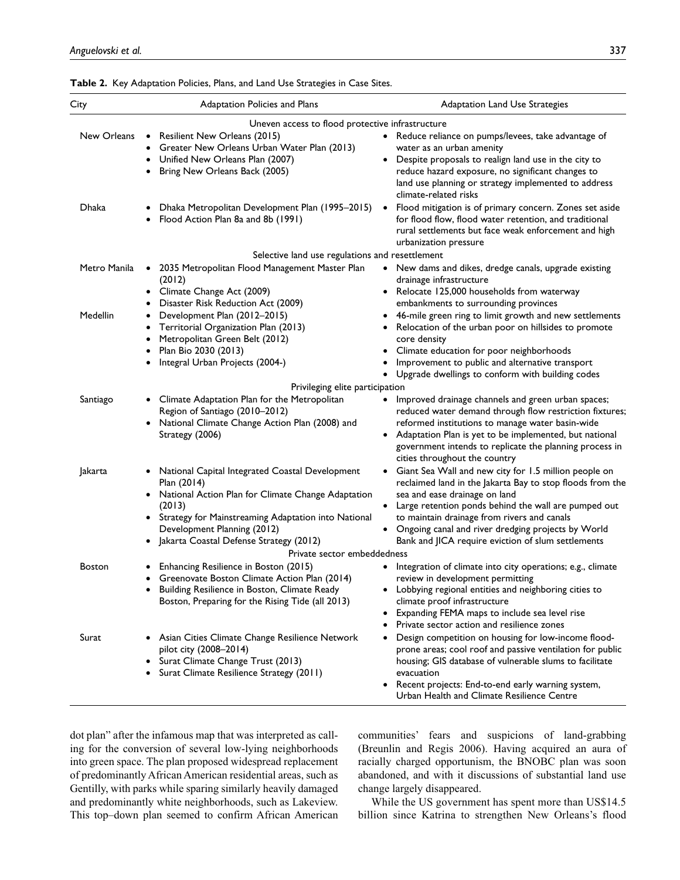**Table 2.** Key Adaptation Policies, Plans, and Land Use Strategies in Case Sites.

| City | Adaptation Policies and Plans | Adaptation Land Use Strategies |
|---|---|---|
| | *Uneven access to flood protective infrastructure* | |
| New Orleans | • Resilient New Orleans (2015)<br>• Greater New Orleans Urban Water Plan (2013)<br>• Unified New Orleans Plan (2007)<br>• Bring New Orleans Back (2005) | • Reduce reliance on pumps/levees, take advantage of water as an urban amenity<br>• Despite proposals to realign land use in the city to reduce hazard exposure, no significant changes to land use planning or strategy implemented to address climate-related risks |
| Dhaka | • Dhaka Metropolitan Development Plan (1995–2015)<br>• Flood Action Plan 8a and 8b (1991) | • Flood mitigation is of primary concern. Zones set aside for flood flow, flood water retention, and traditional rural settlements but face weak enforcement and high urbanization pressure |
| | *Selective land use regulations and resettlement* | |
| Metro Manila | • 2035 Metropolitan Flood Management Master Plan (2012)<br>• Climate Change Act (2009)<br>• Disaster Risk Reduction Act (2009) | • New dams and dikes, dredge canals, upgrade existing drainage infrastructure<br>• Relocate 125,000 households from waterway embankments to surrounding provinces |
| Medellin | • Development Plan (2012–2015)<br>• Territorial Organization Plan (2013)<br>• Metropolitan Green Belt (2012)<br>• Plan Bio 2030 (2013)<br>• Integral Urban Projects (2004-) | • 46-mile green ring to limit growth and new settlements<br>• Relocation of the urban poor on hillsides to promote core density<br>• Climate education for poor neighborhoods<br>• Improvement to public and alternative transport<br>• Upgrade dwellings to conform with building codes |
| | *Privileging elite participation* | |
| Santiago | • Climate Adaptation Plan for the Metropolitan Region of Santiago (2010–2012)<br>• National Climate Change Action Plan (2008) and Strategy (2006) | • Improved drainage channels and green urban spaces; reduced water demand through flow restriction fixtures; reformed institutions to manage water basin-wide<br>• Adaptation Plan is yet to be implemented, but national government intends to replicate the planning process in cities throughout the country |
| Jakarta | • National Capital Integrated Coastal Development Plan (2014)<br>• National Action Plan for Climate Change Adaptation (2013)<br>• Strategy for Mainstreaming Adaptation into National Development Planning (2012)<br>• Jakarta Coastal Defense Strategy (2012) | • Giant Sea Wall and new city for 1.5 million people on reclaimed land in the Jakarta Bay to stop floods from the sea and ease drainage on land<br>• Large retention ponds behind the wall are pumped out to maintain drainage from rivers and canals<br>• Ongoing canal and river dredging projects by World Bank and JICA require eviction of slum settlements |
| | *Private sector embeddedness* | |
| Boston | • Enhancing Resilience in Boston (2015)<br>• Greenovate Boston Climate Action Plan (2014)<br>• Building Resilience in Boston, Climate Ready Boston, Preparing for the Rising Tide (all 2013) | • Integration of climate into city operations; e.g., climate review in development permitting<br>• Lobbying regional entities and neighboring cities to climate proof infrastructure<br>• Expanding FEMA maps to include sea level rise<br>• Private sector action and resilience zones |
| Surat | • Asian Cities Climate Change Resilience Network pilot city (2008–2014)<br>• Surat Climate Change Trust (2013)<br>• Surat Climate Resilience Strategy (2011) | • Design competition on housing for low-income flood-prone areas; cool roof and passive ventilation for public housing; GIS database of vulnerable slums to facilitate evacuation<br>• Recent projects: End-to-end early warning system, Urban Health and Climate Resilience Centre |

dot plan" after the infamous map that was interpreted as calling for the conversion of several low-lying neighborhoods into green space. The plan proposed widespread replacement of predominantly African American residential areas, such as Gentilly, with parks while sparing similarly heavily damaged and predominantly white neighborhoods, such as Lakeview. This top–down plan seemed to confirm African American communities' fears and suspicions of land-grabbing (Breunlin and Regis 2006). Having acquired an aura of racially charged opportunism, the BNOBC plan was soon abandoned, and with it discussions of substantial land use change largely disappeared.

While the US government has spent more than US$14.5 billion since Katrina to strengthen New Orleans's flood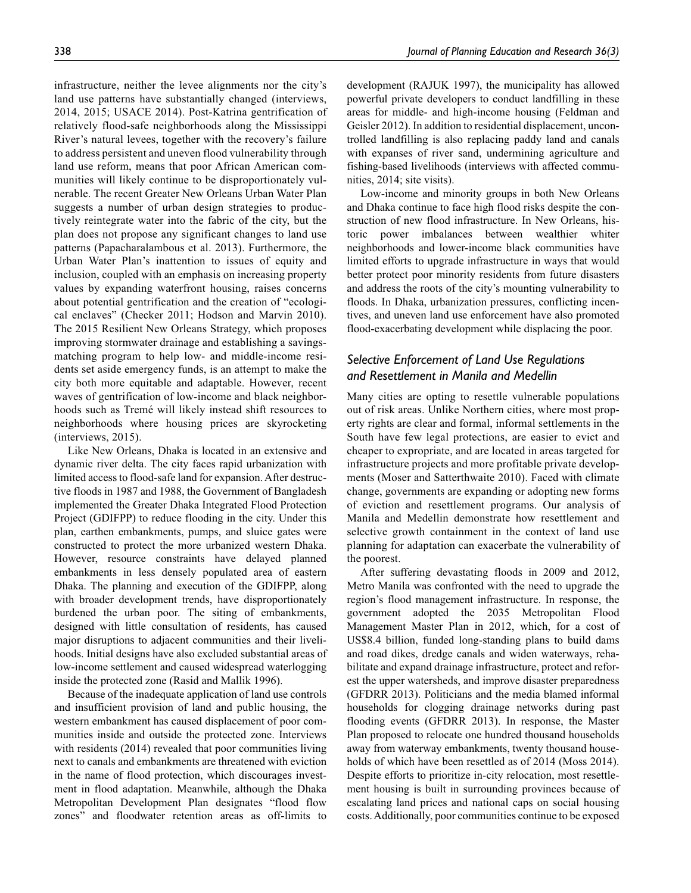infrastructure, neither the levee alignments nor the city's land use patterns have substantially changed (interviews, 2014, 2015; USACE 2014). Post-Katrina gentrification of relatively flood-safe neighborhoods along the Mississippi River's natural levees, together with the recovery's failure to address persistent and uneven flood vulnerability through land use reform, means that poor African American communities will likely continue to be disproportionately vulnerable. The recent Greater New Orleans Urban Water Plan suggests a number of urban design strategies to productively reintegrate water into the fabric of the city, but the plan does not propose any significant changes to land use patterns (Papacharalambous et al. 2013). Furthermore, the Urban Water Plan's inattention to issues of equity and inclusion, coupled with an emphasis on increasing property values by expanding waterfront housing, raises concerns about potential gentrification and the creation of "ecological enclaves" (Checker 2011; Hodson and Marvin 2010). The 2015 Resilient New Orleans Strategy, which proposes improving stormwater drainage and establishing a savings-matching program to help low- and middle-income residents set aside emergency funds, is an attempt to make the city both more equitable and adaptable. However, recent waves of gentrification of low-income and black neighborhoods such as Tremé will likely instead shift resources to neighborhoods where housing prices are skyrocketing (interviews, 2015).

Like New Orleans, Dhaka is located in an extensive and dynamic river delta. The city faces rapid urbanization with limited access to flood-safe land for expansion. After destructive floods in 1987 and 1988, the Government of Bangladesh implemented the Greater Dhaka Integrated Flood Protection Project (GDIFPP) to reduce flooding in the city. Under this plan, earthen embankments, pumps, and sluice gates were constructed to protect the more urbanized western Dhaka. However, resource constraints have delayed planned embankments in less densely populated area of eastern Dhaka. The planning and execution of the GDIFPP, along with broader development trends, have disproportionately burdened the urban poor. The siting of embankments, designed with little consultation of residents, has caused major disruptions to adjacent communities and their livelihoods. Initial designs have also excluded substantial areas of low-income settlement and caused widespread waterlogging inside the protected zone (Rasid and Mallik 1996).

Because of the inadequate application of land use controls and insufficient provision of land and public housing, the western embankment has caused displacement of poor communities inside and outside the protected zone. Interviews with residents (2014) revealed that poor communities living next to canals and embankments are threatened with eviction in the name of flood protection, which discourages investment in flood adaptation. Meanwhile, although the Dhaka Metropolitan Development Plan designates "flood flow zones" and floodwater retention areas as off-limits to development (RAJUK 1997), the municipality has allowed powerful private developers to conduct landfilling in these areas for middle- and high-income housing (Feldman and Geisler 2012). In addition to residential displacement, uncontrolled landfilling is also replacing paddy land and canals with expanses of river sand, undermining agriculture and fishing-based livelihoods (interviews with affected communities, 2014; site visits).

Low-income and minority groups in both New Orleans and Dhaka continue to face high flood risks despite the construction of new flood infrastructure. In New Orleans, historic power imbalances between wealthier whiter neighborhoods and lower-income black communities have limited efforts to upgrade infrastructure in ways that would better protect poor minority residents from future disasters and address the roots of the city's mounting vulnerability to floods. In Dhaka, urbanization pressures, conflicting incentives, and uneven land use enforcement have also promoted flood-exacerbating development while displacing the poor.

### *Selective Enforcement of Land Use Regulations and Resettlement in Manila and Medellin*

Many cities are opting to resettle vulnerable populations out of risk areas. Unlike Northern cities, where most property rights are clear and formal, informal settlements in the South have few legal protections, are easier to evict and cheaper to expropriate, and are located in areas targeted for infrastructure projects and more profitable private developments (Moser and Satterthwaite 2010). Faced with climate change, governments are expanding or adopting new forms of eviction and resettlement programs. Our analysis of Manila and Medellin demonstrate how resettlement and selective growth containment in the context of land use planning for adaptation can exacerbate the vulnerability of the poorest.

After suffering devastating floods in 2009 and 2012, Metro Manila was confronted with the need to upgrade the region's flood management infrastructure. In response, the government adopted the 2035 Metropolitan Flood Management Master Plan in 2012, which, for a cost of US$8.4 billion, funded long-standing plans to build dams and road dikes, dredge canals and widen waterways, rehabilitate and expand drainage infrastructure, protect and reforest the upper watersheds, and improve disaster preparedness (GFDRR 2013). Politicians and the media blamed informal households for clogging drainage networks during past flooding events (GFDRR 2013). In response, the Master Plan proposed to relocate one hundred thousand households away from waterway embankments, twenty thousand households of which have been resettled as of 2014 (Moss 2014). Despite efforts to prioritize in-city relocation, most resettlement housing is built in surrounding provinces because of escalating land prices and national caps on social housing costs. Additionally, poor communities continue to be exposed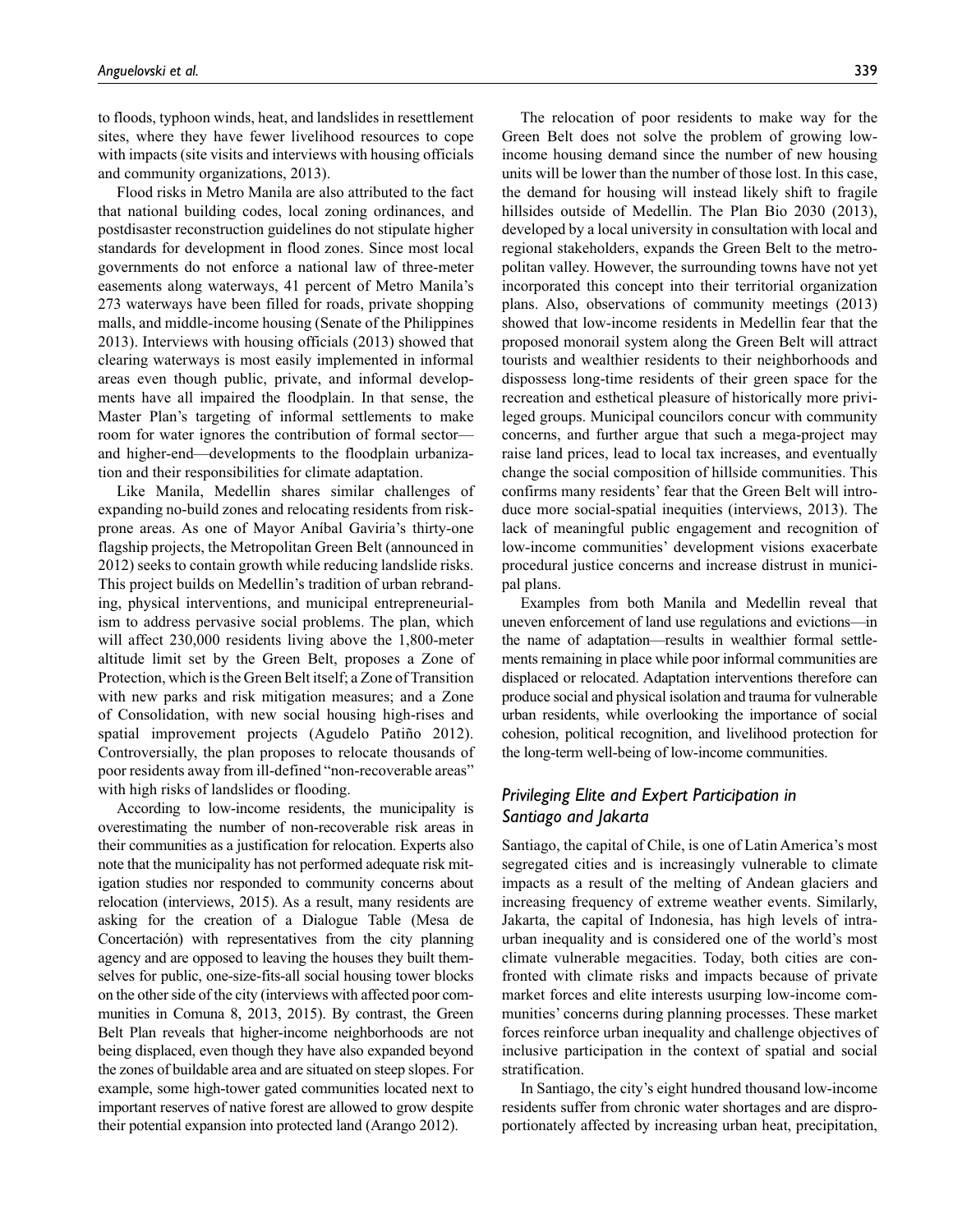to floods, typhoon winds, heat, and landslides in resettlement sites, where they have fewer livelihood resources to cope with impacts (site visits and interviews with housing officials and community organizations, 2013).

Flood risks in Metro Manila are also attributed to the fact that national building codes, local zoning ordinances, and postdisaster reconstruction guidelines do not stipulate higher standards for development in flood zones. Since most local governments do not enforce a national law of three-meter easements along waterways, 41 percent of Metro Manila's 273 waterways have been filled for roads, private shopping malls, and middle-income housing (Senate of the Philippines 2013). Interviews with housing officials (2013) showed that clearing waterways is most easily implemented in informal areas even though public, private, and informal developments have all impaired the floodplain. In that sense, the Master Plan's targeting of informal settlements to make room for water ignores the contribution of formal sector—and higher-end—developments to the floodplain urbanization and their responsibilities for climate adaptation.

Like Manila, Medellin shares similar challenges of expanding no-build zones and relocating residents from risk-prone areas. As one of Mayor Aníbal Gaviria's thirty-one flagship projects, the Metropolitan Green Belt (announced in 2012) seeks to contain growth while reducing landslide risks. This project builds on Medellin's tradition of urban rebranding, physical interventions, and municipal entrepreneurialism to address pervasive social problems. The plan, which will affect 230,000 residents living above the 1,800-meter altitude limit set by the Green Belt, proposes a Zone of Protection, which is the Green Belt itself; a Zone of Transition with new parks and risk mitigation measures; and a Zone of Consolidation, with new social housing high-rises and spatial improvement projects (Agudelo Patiño 2012). Controversially, the plan proposes to relocate thousands of poor residents away from ill-defined "non-recoverable areas" with high risks of landslides or flooding.

According to low-income residents, the municipality is overestimating the number of non-recoverable risk areas in their communities as a justification for relocation. Experts also note that the municipality has not performed adequate risk mitigation studies nor responded to community concerns about relocation (interviews, 2015). As a result, many residents are asking for the creation of a Dialogue Table (Mesa de Concertación) with representatives from the city planning agency and are opposed to leaving the houses they built themselves for public, one-size-fits-all social housing tower blocks on the other side of the city (interviews with affected poor communities in Comuna 8, 2013, 2015). By contrast, the Green Belt Plan reveals that higher-income neighborhoods are not being displaced, even though they have also expanded beyond the zones of buildable area and are situated on steep slopes. For example, some high-tower gated communities located next to important reserves of native forest are allowed to grow despite their potential expansion into protected land (Arango 2012).

The relocation of poor residents to make way for the Green Belt does not solve the problem of growing low-income housing demand since the number of new housing units will be lower than the number of those lost. In this case, the demand for housing will instead likely shift to fragile hillsides outside of Medellin. The Plan Bio 2030 (2013), developed by a local university in consultation with local and regional stakeholders, expands the Green Belt to the metropolitan valley. However, the surrounding towns have not yet incorporated this concept into their territorial organization plans. Also, observations of community meetings (2013) showed that low-income residents in Medellin fear that the proposed monorail system along the Green Belt will attract tourists and wealthier residents to their neighborhoods and dispossess long-time residents of their green space for the recreation and esthetical pleasure of historically more privileged groups. Municipal councilors concur with community concerns, and further argue that such a mega-project may raise land prices, lead to local tax increases, and eventually change the social composition of hillside communities. This confirms many residents' fear that the Green Belt will introduce more social-spatial inequities (interviews, 2013). The lack of meaningful public engagement and recognition of low-income communities' development visions exacerbate procedural justice concerns and increase distrust in municipal plans.

Examples from both Manila and Medellin reveal that uneven enforcement of land use regulations and evictions—in the name of adaptation—results in wealthier formal settlements remaining in place while poor informal communities are displaced or relocated. Adaptation interventions therefore can produce social and physical isolation and trauma for vulnerable urban residents, while overlooking the importance of social cohesion, political recognition, and livelihood protection for the long-term well-being of low-income communities.

### *Privileging Elite and Expert Participation in Santiago and Jakarta*

Santiago, the capital of Chile, is one of Latin America's most segregated cities and is increasingly vulnerable to climate impacts as a result of the melting of Andean glaciers and increasing frequency of extreme weather events. Similarly, Jakarta, the capital of Indonesia, has high levels of intra-urban inequality and is considered one of the world's most climate vulnerable megacities. Today, both cities are confronted with climate risks and impacts because of private market forces and elite interests usurping low-income communities' concerns during planning processes. These market forces reinforce urban inequality and challenge objectives of inclusive participation in the context of spatial and social stratification.

In Santiago, the city's eight hundred thousand low-income residents suffer from chronic water shortages and are disproportionately affected by increasing urban heat, precipitation,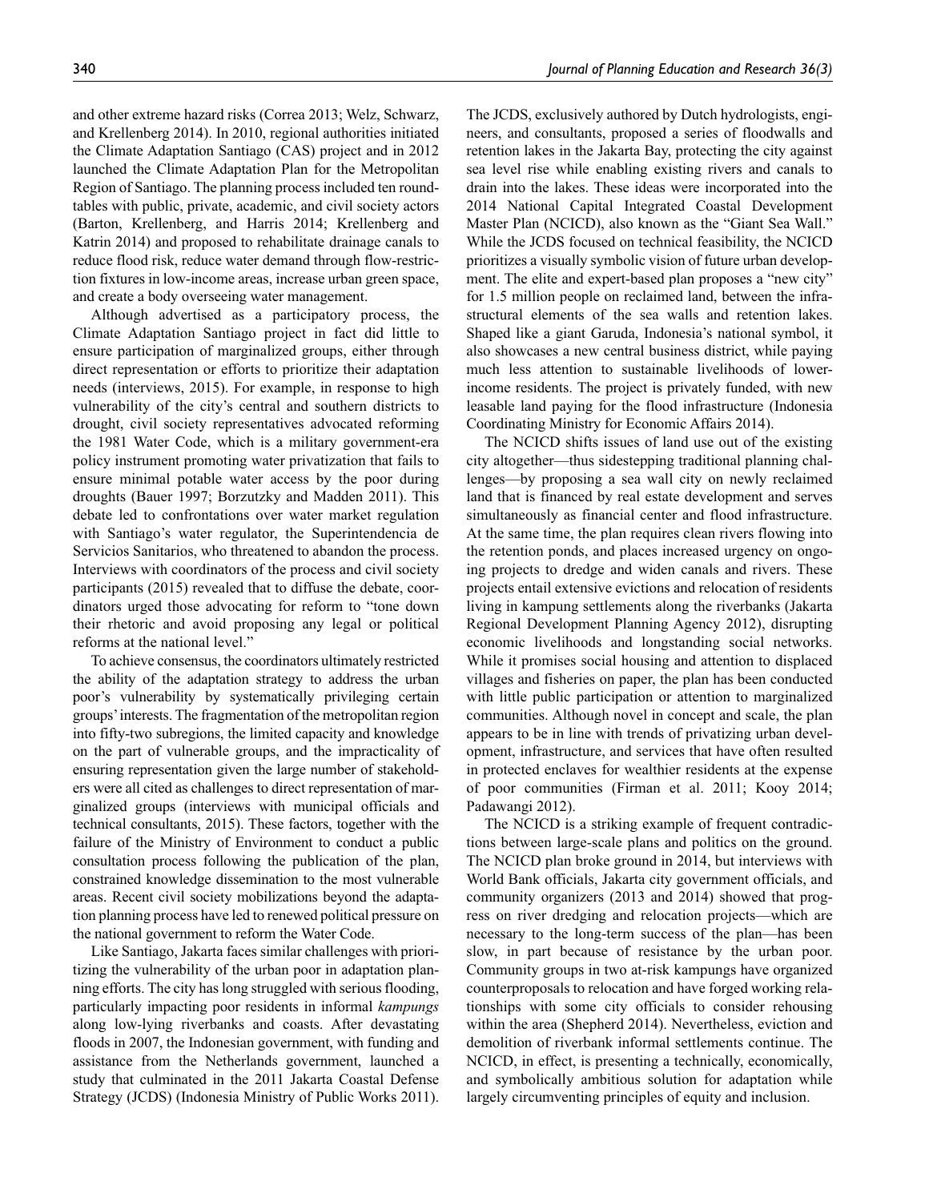and other extreme hazard risks (Correa 2013; Welz, Schwarz, and Krellenberg 2014). In 2010, regional authorities initiated the Climate Adaptation Santiago (CAS) project and in 2012 launched the Climate Adaptation Plan for the Metropolitan Region of Santiago. The planning process included ten roundtables with public, private, academic, and civil society actors (Barton, Krellenberg, and Harris 2014; Krellenberg and Katrin 2014) and proposed to rehabilitate drainage canals to reduce flood risk, reduce water demand through flow-restriction fixtures in low-income areas, increase urban green space, and create a body overseeing water management.

Although advertised as a participatory process, the Climate Adaptation Santiago project in fact did little to ensure participation of marginalized groups, either through direct representation or efforts to prioritize their adaptation needs (interviews, 2015). For example, in response to high vulnerability of the city's central and southern districts to drought, civil society representatives advocated reforming the 1981 Water Code, which is a military government-era policy instrument promoting water privatization that fails to ensure minimal potable water access by the poor during droughts (Bauer 1997; Borzutzky and Madden 2011). This debate led to confrontations over water market regulation with Santiago's water regulator, the Superintendencia de Servicios Sanitarios, who threatened to abandon the process. Interviews with coordinators of the process and civil society participants (2015) revealed that to diffuse the debate, coordinators urged those advocating for reform to "tone down their rhetoric and avoid proposing any legal or political reforms at the national level."

To achieve consensus, the coordinators ultimately restricted the ability of the adaptation strategy to address the urban poor's vulnerability by systematically privileging certain groups' interests. The fragmentation of the metropolitan region into fifty-two subregions, the limited capacity and knowledge on the part of vulnerable groups, and the impracticality of ensuring representation given the large number of stakeholders were all cited as challenges to direct representation of marginalized groups (interviews with municipal officials and technical consultants, 2015). These factors, together with the failure of the Ministry of Environment to conduct a public consultation process following the publication of the plan, constrained knowledge dissemination to the most vulnerable areas. Recent civil society mobilizations beyond the adaptation planning process have led to renewed political pressure on the national government to reform the Water Code.

Like Santiago, Jakarta faces similar challenges with prioritizing the vulnerability of the urban poor in adaptation planning efforts. The city has long struggled with serious flooding, particularly impacting poor residents in informal *kampungs* along low-lying riverbanks and coasts. After devastating floods in 2007, the Indonesian government, with funding and assistance from the Netherlands government, launched a study that culminated in the 2011 Jakarta Coastal Defense Strategy (JCDS) (Indonesia Ministry of Public Works 2011). The JCDS, exclusively authored by Dutch hydrologists, engineers, and consultants, proposed a series of floodwalls and retention lakes in the Jakarta Bay, protecting the city against sea level rise while enabling existing rivers and canals to drain into the lakes. These ideas were incorporated into the 2014 National Capital Integrated Coastal Development Master Plan (NCICD), also known as the "Giant Sea Wall." While the JCDS focused on technical feasibility, the NCICD prioritizes a visually symbolic vision of future urban development. The elite and expert-based plan proposes a "new city" for 1.5 million people on reclaimed land, between the infrastructural elements of the sea walls and retention lakes. Shaped like a giant Garuda, Indonesia's national symbol, it also showcases a new central business district, while paying much less attention to sustainable livelihoods of lower-income residents. The project is privately funded, with new leasable land paying for the flood infrastructure (Indonesia Coordinating Ministry for Economic Affairs 2014).

The NCICD shifts issues of land use out of the existing city altogether—thus sidestepping traditional planning challenges—by proposing a sea wall city on newly reclaimed land that is financed by real estate development and serves simultaneously as financial center and flood infrastructure. At the same time, the plan requires clean rivers flowing into the retention ponds, and places increased urgency on ongoing projects to dredge and widen canals and rivers. These projects entail extensive evictions and relocation of residents living in kampung settlements along the riverbanks (Jakarta Regional Development Planning Agency 2012), disrupting economic livelihoods and longstanding social networks. While it promises social housing and attention to displaced villages and fisheries on paper, the plan has been conducted with little public participation or attention to marginalized communities. Although novel in concept and scale, the plan appears to be in line with trends of privatizing urban development, infrastructure, and services that have often resulted in protected enclaves for wealthier residents at the expense of poor communities (Firman et al. 2011; Kooy 2014; Padawangi 2012).

The NCICD is a striking example of frequent contradictions between large-scale plans and politics on the ground. The NCICD plan broke ground in 2014, but interviews with World Bank officials, Jakarta city government officials, and community organizers (2013 and 2014) showed that progress on river dredging and relocation projects—which are necessary to the long-term success of the plan—has been slow, in part because of resistance by the urban poor. Community groups in two at-risk kampungs have organized counterproposals to relocation and have forged working relationships with some city officials to consider rehousing within the area (Shepherd 2014). Nevertheless, eviction and demolition of riverbank informal settlements continue. The NCICD, in effect, is presenting a technically, economically, and symbolically ambitious solution for adaptation while largely circumventing principles of equity and inclusion.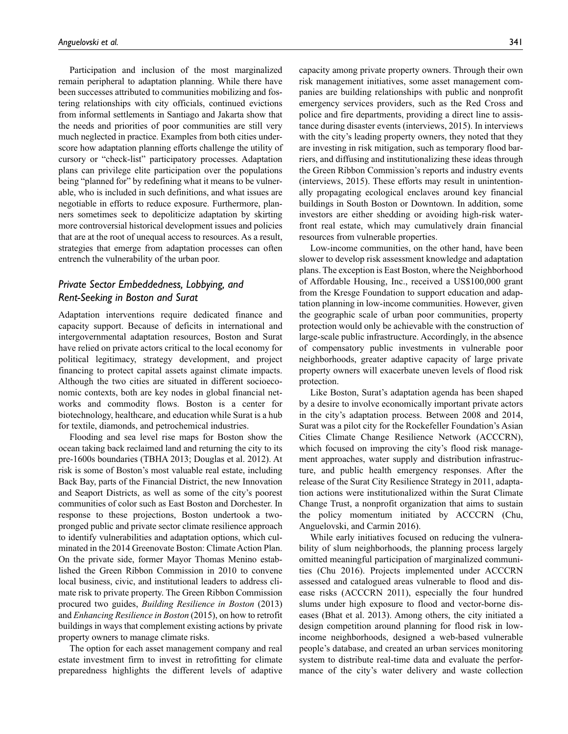Participation and inclusion of the most marginalized remain peripheral to adaptation planning. While there have been successes attributed to communities mobilizing and fostering relationships with city officials, continued evictions from informal settlements in Santiago and Jakarta show that the needs and priorities of poor communities are still very much neglected in practice. Examples from both cities underscore how adaptation planning efforts challenge the utility of cursory or "check-list" participatory processes. Adaptation plans can privilege elite participation over the populations being "planned for" by redefining what it means to be vulnerable, who is included in such definitions, and what issues are negotiable in efforts to reduce exposure. Furthermore, planners sometimes seek to depoliticize adaptation by skirting more controversial historical development issues and policies that are at the root of unequal access to resources. As a result, strategies that emerge from adaptation processes can often entrench the vulnerability of the urban poor.

### *Private Sector Embeddedness, Lobbying, and Rent-Seeking in Boston and Surat*

Adaptation interventions require dedicated finance and capacity support. Because of deficits in international and intergovernmental adaptation resources, Boston and Surat have relied on private actors critical to the local economy for political legitimacy, strategy development, and project financing to protect capital assets against climate impacts. Although the two cities are situated in different socioeconomic contexts, both are key nodes in global financial networks and commodity flows. Boston is a center for biotechnology, healthcare, and education while Surat is a hub for textile, diamonds, and petrochemical industries.

Flooding and sea level rise maps for Boston show the ocean taking back reclaimed land and returning the city to its pre-1600s boundaries (TBHA 2013; Douglas et al. 2012). At risk is some of Boston's most valuable real estate, including Back Bay, parts of the Financial District, the new Innovation and Seaport Districts, as well as some of the city's poorest communities of color such as East Boston and Dorchester. In response to these projections, Boston undertook a two-pronged public and private sector climate resilience approach to identify vulnerabilities and adaptation options, which culminated in the 2014 Greenovate Boston: Climate Action Plan. On the private side, former Mayor Thomas Menino established the Green Ribbon Commission in 2010 to convene local business, civic, and institutional leaders to address climate risk to private property. The Green Ribbon Commission procured two guides, *Building Resilience in Boston* (2013) and *Enhancing Resilience in Boston* (2015), on how to retrofit buildings in ways that complement existing actions by private property owners to manage climate risks.

The option for each asset management company and real estate investment firm to invest in retrofitting for climate preparedness highlights the different levels of adaptive capacity among private property owners. Through their own risk management initiatives, some asset management companies are building relationships with public and nonprofit emergency services providers, such as the Red Cross and police and fire departments, providing a direct line to assistance during disaster events (interviews, 2015). In interviews with the city's leading property owners, they noted that they are investing in risk mitigation, such as temporary flood barriers, and diffusing and institutionalizing these ideas through the Green Ribbon Commission's reports and industry events (interviews, 2015). These efforts may result in unintentionally propagating ecological enclaves around key financial buildings in South Boston or Downtown. In addition, some investors are either shedding or avoiding high-risk waterfront real estate, which may cumulatively drain financial resources from vulnerable properties.

Low-income communities, on the other hand, have been slower to develop risk assessment knowledge and adaptation plans. The exception is East Boston, where the Neighborhood of Affordable Housing, Inc., received a US$100,000 grant from the Kresge Foundation to support education and adaptation planning in low-income communities. However, given the geographic scale of urban poor communities, property protection would only be achievable with the construction of large-scale public infrastructure. Accordingly, in the absence of compensatory public investments in vulnerable poor neighborhoods, greater adaptive capacity of large private property owners will exacerbate uneven levels of flood risk protection.

Like Boston, Surat's adaptation agenda has been shaped by a desire to involve economically important private actors in the city's adaptation process. Between 2008 and 2014, Surat was a pilot city for the Rockefeller Foundation's Asian Cities Climate Change Resilience Network (ACCCRN), which focused on improving the city's flood risk management approaches, water supply and distribution infrastructure, and public health emergency responses. After the release of the Surat City Resilience Strategy in 2011, adaptation actions were institutionalized within the Surat Climate Change Trust, a nonprofit organization that aims to sustain the policy momentum initiated by ACCCRN (Chu, Anguelovski, and Carmin 2016).

While early initiatives focused on reducing the vulnerability of slum neighborhoods, the planning process largely omitted meaningful participation of marginalized communities (Chu 2016). Projects implemented under ACCCRN assessed and catalogued areas vulnerable to flood and disease risks (ACCCRN 2011), especially the four hundred slums under high exposure to flood and vector-borne diseases (Bhat et al. 2013). Among others, the city initiated a design competition around planning for flood risk in low-income neighborhoods, designed a web-based vulnerable people's database, and created an urban services monitoring system to distribute real-time data and evaluate the performance of the city's water delivery and waste collection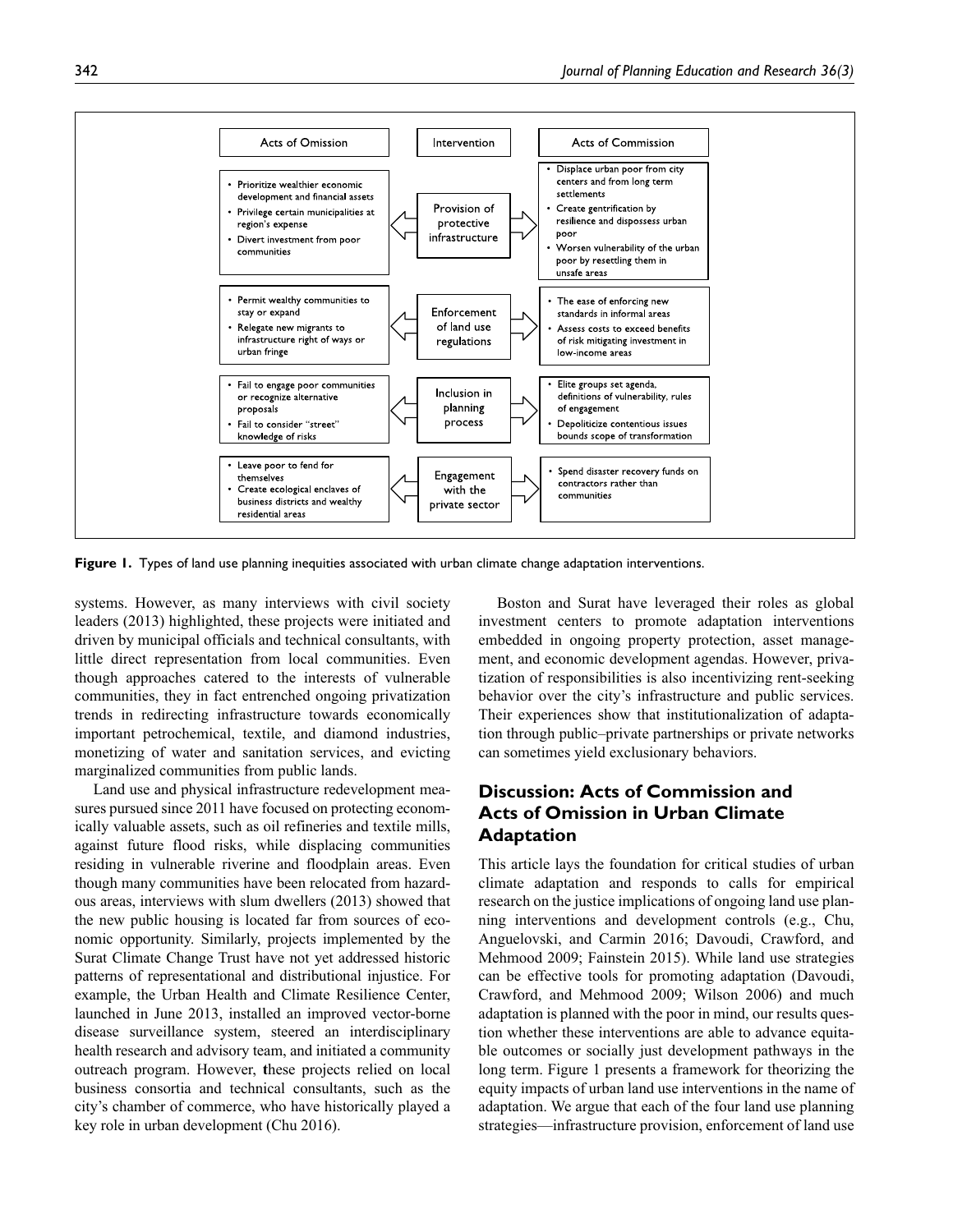| Acts of Omission | Intervention | Acts of Commission |
|---|---|---|
| • Prioritize wealthier economic development and financial assets<br>• Privilege certain municipalities at region's expense<br>• Divert investment from poor communities | Provision of protective infrastructure | • Displace urban poor from city centers and from long term settlements<br>• Create gentrification by resilience and dispossess urban poor<br>• Worsen vulnerability of the urban poor by resettling them in unsafe areas |
| • Permit wealthy communities to stay or expand<br>• Relegate new migrants to infrastructure right of ways or urban fringe | Enforcement of land use regulations | • The ease of enforcing new standards in informal areas<br>• Assess costs to exceed benefits of risk mitigating investment in low-income areas |
| • Fail to engage poor communities or recognize alternative proposals<br>• Fail to consider "street" knowledge of risks | Inclusion in planning process | • Elite groups set agenda, definitions of vulnerability, rules of engagement<br>• Depoliticize contentious issues bounds scope of transformation |
| • Leave poor to fend for themselves<br>• Create ecological enclaves of business districts and wealthy residential areas | Engagement with the private sector | • Spend disaster recovery funds on contractors rather than communities |

**Figure 1.** Types of land use planning inequities associated with urban climate change adaptation interventions.

systems. However, as many interviews with civil society leaders (2013) highlighted, these projects were initiated and driven by municipal officials and technical consultants, with little direct representation from local communities. Even though approaches catered to the interests of vulnerable communities, they in fact entrenched ongoing privatization trends in redirecting infrastructure towards economically important petrochemical, textile, and diamond industries, monetizing of water and sanitation services, and evicting marginalized communities from public lands.

Land use and physical infrastructure redevelopment measures pursued since 2011 have focused on protecting economically valuable assets, such as oil refineries and textile mills, against future flood risks, while displacing communities residing in vulnerable riverine and floodplain areas. Even though many communities have been relocated from hazardous areas, interviews with slum dwellers (2013) showed that the new public housing is located far from sources of economic opportunity. Similarly, projects implemented by the Surat Climate Change Trust have not yet addressed historic patterns of representational and distributional injustice. For example, the Urban Health and Climate Resilience Center, launched in June 2013, installed an improved vector-borne disease surveillance system, steered an interdisciplinary health research and advisory team, and initiated a community outreach program. However, these projects relied on local business consortia and technical consultants, such as the city's chamber of commerce, who have historically played a key role in urban development (Chu 2016).

Boston and Surat have leveraged their roles as global investment centers to promote adaptation interventions embedded in ongoing property protection, asset management, and economic development agendas. However, privatization of responsibilities is also incentivizing rent-seeking behavior over the city's infrastructure and public services. Their experiences show that institutionalization of adaptation through public–private partnerships or private networks can sometimes yield exclusionary behaviors.

## Discussion: Acts of Commission and Acts of Omission in Urban Climate Adaptation

This article lays the foundation for critical studies of urban climate adaptation and responds to calls for empirical research on the justice implications of ongoing land use planning interventions and development controls (e.g., Chu, Anguelovski, and Carmin 2016; Davoudi, Crawford, and Mehmood 2009; Fainstein 2015). While land use strategies can be effective tools for promoting adaptation (Davoudi, Crawford, and Mehmood 2009; Wilson 2006) and much adaptation is planned with the poor in mind, our results question whether these interventions are able to advance equitable outcomes or socially just development pathways in the long term. Figure 1 presents a framework for theorizing the equity impacts of urban land use interventions in the name of adaptation. We argue that each of the four land use planning strategies—infrastructure provision, enforcement of land use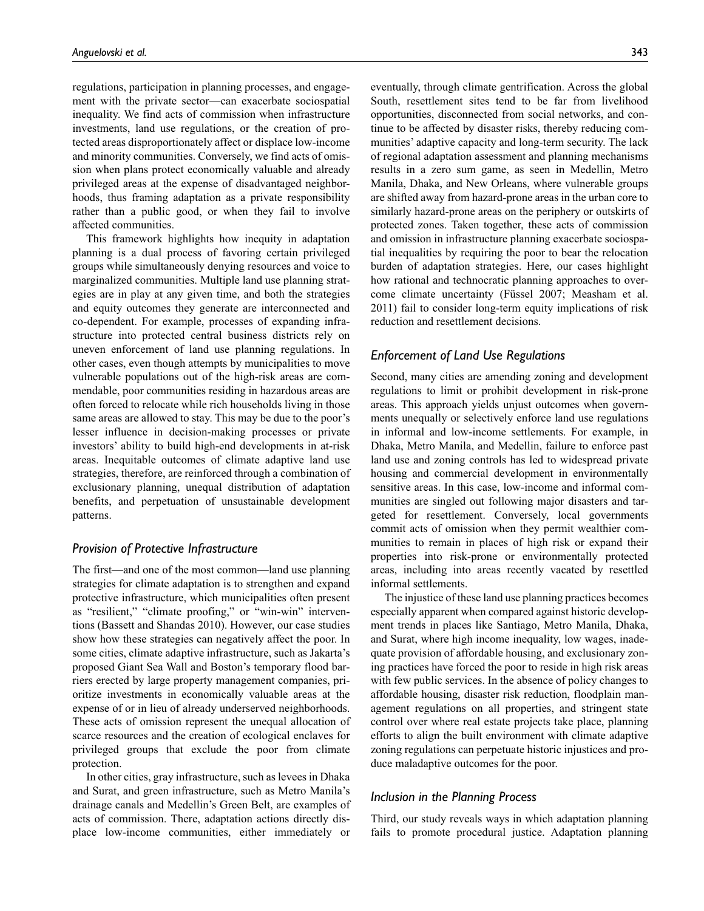regulations, participation in planning processes, and engagement with the private sector—can exacerbate sociospatial inequality. We find acts of commission when infrastructure investments, land use regulations, or the creation of protected areas disproportionately affect or displace low-income and minority communities. Conversely, we find acts of omission when plans protect economically valuable and already privileged areas at the expense of disadvantaged neighborhoods, thus framing adaptation as a private responsibility rather than a public good, or when they fail to involve affected communities.

This framework highlights how inequity in adaptation planning is a dual process of favoring certain privileged groups while simultaneously denying resources and voice to marginalized communities. Multiple land use planning strategies are in play at any given time, and both the strategies and equity outcomes they generate are interconnected and co-dependent. For example, processes of expanding infrastructure into protected central business districts rely on uneven enforcement of land use planning regulations. In other cases, even though attempts by municipalities to move vulnerable populations out of the high-risk areas are commendable, poor communities residing in hazardous areas are often forced to relocate while rich households living in those same areas are allowed to stay. This may be due to the poor's lesser influence in decision-making processes or private investors' ability to build high-end developments in at-risk areas. Inequitable outcomes of climate adaptive land use strategies, therefore, are reinforced through a combination of exclusionary planning, unequal distribution of adaptation benefits, and perpetuation of unsustainable development patterns.

### *Provision of Protective Infrastructure*

The first—and one of the most common—land use planning strategies for climate adaptation is to strengthen and expand protective infrastructure, which municipalities often present as "resilient," "climate proofing," or "win-win" interventions (Bassett and Shandas 2010). However, our case studies show how these strategies can negatively affect the poor. In some cities, climate adaptive infrastructure, such as Jakarta's proposed Giant Sea Wall and Boston's temporary flood barriers erected by large property management companies, prioritize investments in economically valuable areas at the expense of or in lieu of already underserved neighborhoods. These acts of omission represent the unequal allocation of scarce resources and the creation of ecological enclaves for privileged groups that exclude the poor from climate protection.

In other cities, gray infrastructure, such as levees in Dhaka and Surat, and green infrastructure, such as Metro Manila's drainage canals and Medellin's Green Belt, are examples of acts of commission. There, adaptation actions directly displace low-income communities, either immediately or eventually, through climate gentrification. Across the global South, resettlement sites tend to be far from livelihood opportunities, disconnected from social networks, and continue to be affected by disaster risks, thereby reducing communities' adaptive capacity and long-term security. The lack of regional adaptation assessment and planning mechanisms results in a zero sum game, as seen in Medellin, Metro Manila, Dhaka, and New Orleans, where vulnerable groups are shifted away from hazard-prone areas in the urban core to similarly hazard-prone areas on the periphery or outskirts of protected zones. Taken together, these acts of commission and omission in infrastructure planning exacerbate sociospatial inequalities by requiring the poor to bear the relocation burden of adaptation strategies. Here, our cases highlight how rational and technocratic planning approaches to overcome climate uncertainty (Füssel 2007; Measham et al. 2011) fail to consider long-term equity implications of risk reduction and resettlement decisions.

### *Enforcement of Land Use Regulations*

Second, many cities are amending zoning and development regulations to limit or prohibit development in risk-prone areas. This approach yields unjust outcomes when governments unequally or selectively enforce land use regulations in informal and low-income settlements. For example, in Dhaka, Metro Manila, and Medellin, failure to enforce past land use and zoning controls has led to widespread private housing and commercial development in environmentally sensitive areas. In this case, low-income and informal communities are singled out following major disasters and targeted for resettlement. Conversely, local governments commit acts of omission when they permit wealthier communities to remain in places of high risk or expand their properties into risk-prone or environmentally protected areas, including into areas recently vacated by resettled informal settlements.

The injustice of these land use planning practices becomes especially apparent when compared against historic development trends in places like Santiago, Metro Manila, Dhaka, and Surat, where high income inequality, low wages, inadequate provision of affordable housing, and exclusionary zoning practices have forced the poor to reside in high risk areas with few public services. In the absence of policy changes to affordable housing, disaster risk reduction, floodplain management regulations on all properties, and stringent state control over where real estate projects take place, planning efforts to align the built environment with climate adaptive zoning regulations can perpetuate historic injustices and produce maladaptive outcomes for the poor.

### *Inclusion in the Planning Process*

Third, our study reveals ways in which adaptation planning fails to promote procedural justice. Adaptation planning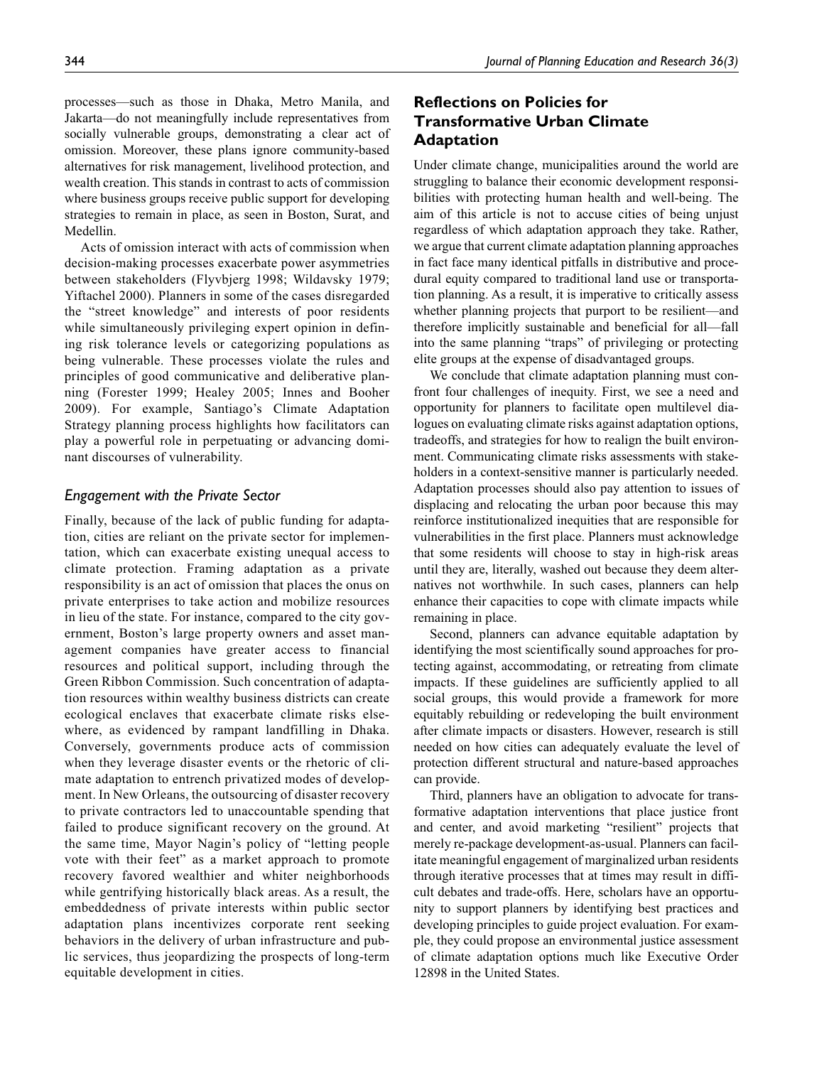processes—such as those in Dhaka, Metro Manila, and Jakarta—do not meaningfully include representatives from socially vulnerable groups, demonstrating a clear act of omission. Moreover, these plans ignore community-based alternatives for risk management, livelihood protection, and wealth creation. This stands in contrast to acts of commission where business groups receive public support for developing strategies to remain in place, as seen in Boston, Surat, and Medellin.

Acts of omission interact with acts of commission when decision-making processes exacerbate power asymmetries between stakeholders (Flyvbjerg 1998; Wildavsky 1979; Yiftachel 2000). Planners in some of the cases disregarded the "street knowledge" and interests of poor residents while simultaneously privileging expert opinion in defining risk tolerance levels or categorizing populations as being vulnerable. These processes violate the rules and principles of good communicative and deliberative planning (Forester 1999; Healey 2005; Innes and Booher 2009). For example, Santiago's Climate Adaptation Strategy planning process highlights how facilitators can play a powerful role in perpetuating or advancing dominant discourses of vulnerability.

### *Engagement with the Private Sector*

Finally, because of the lack of public funding for adaptation, cities are reliant on the private sector for implementation, which can exacerbate existing unequal access to climate protection. Framing adaptation as a private responsibility is an act of omission that places the onus on private enterprises to take action and mobilize resources in lieu of the state. For instance, compared to the city government, Boston's large property owners and asset management companies have greater access to financial resources and political support, including through the Green Ribbon Commission. Such concentration of adaptation resources within wealthy business districts can create ecological enclaves that exacerbate climate risks elsewhere, as evidenced by rampant landfilling in Dhaka. Conversely, governments produce acts of commission when they leverage disaster events or the rhetoric of climate adaptation to entrench privatized modes of development. In New Orleans, the outsourcing of disaster recovery to private contractors led to unaccountable spending that failed to produce significant recovery on the ground. At the same time, Mayor Nagin's policy of "letting people vote with their feet" as a market approach to promote recovery favored wealthier and whiter neighborhoods while gentrifying historically black areas. As a result, the embeddedness of private interests within public sector adaptation plans incentivizes corporate rent seeking behaviors in the delivery of urban infrastructure and public services, thus jeopardizing the prospects of long-term equitable development in cities.

## Reflections on Policies for Transformative Urban Climate Adaptation

Under climate change, municipalities around the world are struggling to balance their economic development responsibilities with protecting human health and well-being. The aim of this article is not to accuse cities of being unjust regardless of which adaptation approach they take. Rather, we argue that current climate adaptation planning approaches in fact face many identical pitfalls in distributive and procedural equity compared to traditional land use or transportation planning. As a result, it is imperative to critically assess whether planning projects that purport to be resilient—and therefore implicitly sustainable and beneficial for all—fall into the same planning "traps" of privileging or protecting elite groups at the expense of disadvantaged groups.

We conclude that climate adaptation planning must confront four challenges of inequity. First, we see a need and opportunity for planners to facilitate open multilevel dialogues on evaluating climate risks against adaptation options, tradeoffs, and strategies for how to realign the built environment. Communicating climate risks assessments with stakeholders in a context-sensitive manner is particularly needed. Adaptation processes should also pay attention to issues of displacing and relocating the urban poor because this may reinforce institutionalized inequities that are responsible for vulnerabilities in the first place. Planners must acknowledge that some residents will choose to stay in high-risk areas until they are, literally, washed out because they deem alternatives not worthwhile. In such cases, planners can help enhance their capacities to cope with climate impacts while remaining in place.

Second, planners can advance equitable adaptation by identifying the most scientifically sound approaches for protecting against, accommodating, or retreating from climate impacts. If these guidelines are sufficiently applied to all social groups, this would provide a framework for more equitably rebuilding or redeveloping the built environment after climate impacts or disasters. However, research is still needed on how cities can adequately evaluate the level of protection different structural and nature-based approaches can provide.

Third, planners have an obligation to advocate for transformative adaptation interventions that place justice front and center, and avoid marketing "resilient" projects that merely re-package development-as-usual. Planners can facilitate meaningful engagement of marginalized urban residents through iterative processes that at times may result in difficult debates and trade-offs. Here, scholars have an opportunity to support planners by identifying best practices and developing principles to guide project evaluation. For example, they could propose an environmental justice assessment of climate adaptation options much like Executive Order 12898 in the United States.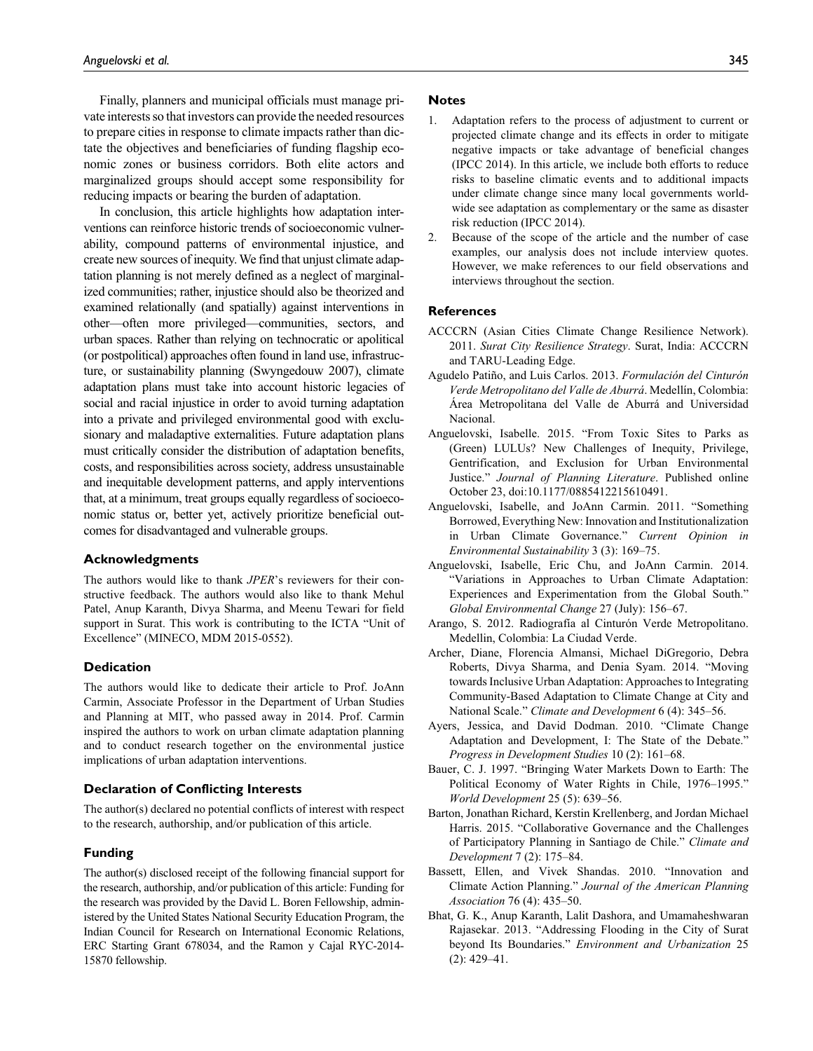Finally, planners and municipal officials must manage private interests so that investors can provide the needed resources to prepare cities in response to climate impacts rather than dictate the objectives and beneficiaries of funding flagship economic zones or business corridors. Both elite actors and marginalized groups should accept some responsibility for reducing impacts or bearing the burden of adaptation.

In conclusion, this article highlights how adaptation interventions can reinforce historic trends of socioeconomic vulnerability, compound patterns of environmental injustice, and create new sources of inequity. We find that unjust climate adaptation planning is not merely defined as a neglect of marginalized communities; rather, injustice should also be theorized and examined relationally (and spatially) against interventions in other—often more privileged—communities, sectors, and urban spaces. Rather than relying on technocratic or apolitical (or postpolitical) approaches often found in land use, infrastructure, or sustainability planning (Swyngedouw 2007), climate adaptation plans must take into account historic legacies of social and racial injustice in order to avoid turning adaptation into a private and privileged environmental good with exclusionary and maladaptive externalities. Future adaptation plans must critically consider the distribution of adaptation benefits, costs, and responsibilities across society, address unsustainable and inequitable development patterns, and apply interventions that, at a minimum, treat groups equally regardless of socioeconomic status or, better yet, actively prioritize beneficial outcomes for disadvantaged and vulnerable groups.

### Acknowledgments

The authors would like to thank *JPER*'s reviewers for their constructive feedback. The authors would also like to thank Mehul Patel, Anup Karanth, Divya Sharma, and Meenu Tewari for field support in Surat. This work is contributing to the ICTA "Unit of Excellence" (MINECO, MDM 2015-0552).

### Dedication

The authors would like to dedicate their article to Prof. JoAnn Carmin, Associate Professor in the Department of Urban Studies and Planning at MIT, who passed away in 2014. Prof. Carmin inspired the authors to work on urban climate adaptation planning and to conduct research together on the environmental justice implications of urban adaptation interventions.

### Declaration of Conflicting Interests

The author(s) declared no potential conflicts of interest with respect to the research, authorship, and/or publication of this article.

### Funding

The author(s) disclosed receipt of the following financial support for the research, authorship, and/or publication of this article: Funding for the research was provided by the David L. Boren Fellowship, administered by the United States National Security Education Program, the Indian Council for Research on International Economic Relations, ERC Starting Grant 678034, and the Ramon y Cajal RYC-2014-15870 fellowship.

### Notes

1. Adaptation refers to the process of adjustment to current or projected climate change and its effects in order to mitigate negative impacts or take advantage of beneficial changes (IPCC 2014). In this article, we include both efforts to reduce risks to baseline climatic events and to additional impacts under climate change since many local governments worldwide see adaptation as complementary or the same as disaster risk reduction (IPCC 2014).
2. Because of the scope of the article and the number of case examples, our analysis does not include interview quotes. However, we make references to our field observations and interviews throughout the section.

### References

ACCCRN (Asian Cities Climate Change Resilience Network). 2011. *Surat City Resilience Strategy*. Surat, India: ACCCRN and TARU-Leading Edge.

Agudelo Patiño, and Luis Carlos. 2013. *Formulación del Cinturón Verde Metropolitano del Valle de Aburrá*. Medellín, Colombia: Área Metropolitana del Valle de Aburrá and Universidad Nacional.

Anguelovski, Isabelle. 2015. "From Toxic Sites to Parks as (Green) LULUs? New Challenges of Inequity, Privilege, Gentrification, and Exclusion for Urban Environmental Justice." *Journal of Planning Literature*. Published online October 23, doi:10.1177/0885412215610491.

Anguelovski, Isabelle, and JoAnn Carmin. 2011. "Something Borrowed, Everything New: Innovation and Institutionalization in Urban Climate Governance." *Current Opinion in Environmental Sustainability* 3 (3): 169–75.

Anguelovski, Isabelle, Eric Chu, and JoAnn Carmin. 2014. "Variations in Approaches to Urban Climate Adaptation: Experiences and Experimentation from the Global South." *Global Environmental Change* 27 (July): 156–67.

Arango, S. 2012. Radiografía al Cinturón Verde Metropolitano. Medellin, Colombia: La Ciudad Verde.

Archer, Diane, Florencia Almansi, Michael DiGregorio, Debra Roberts, Divya Sharma, and Denia Syam. 2014. "Moving towards Inclusive Urban Adaptation: Approaches to Integrating Community-Based Adaptation to Climate Change at City and National Scale." *Climate and Development* 6 (4): 345–56.

Ayers, Jessica, and David Dodman. 2010. "Climate Change Adaptation and Development, I: The State of the Debate." *Progress in Development Studies* 10 (2): 161–68.

Bauer, C. J. 1997. "Bringing Water Markets Down to Earth: The Political Economy of Water Rights in Chile, 1976–1995." *World Development* 25 (5): 639–56.

Barton, Jonathan Richard, Kerstin Krellenberg, and Jordan Michael Harris. 2015. "Collaborative Governance and the Challenges of Participatory Planning in Santiago de Chile." *Climate and Development* 7 (2): 175–84.

Bassett, Ellen, and Vivek Shandas. 2010. "Innovation and Climate Action Planning." *Journal of the American Planning Association* 76 (4): 435–50.

Bhat, G. K., Anup Karanth, Lalit Dashora, and Umamaheshwaran Rajasekar. 2013. "Addressing Flooding in the City of Surat beyond Its Boundaries." *Environment and Urbanization* 25 (2): 429–41.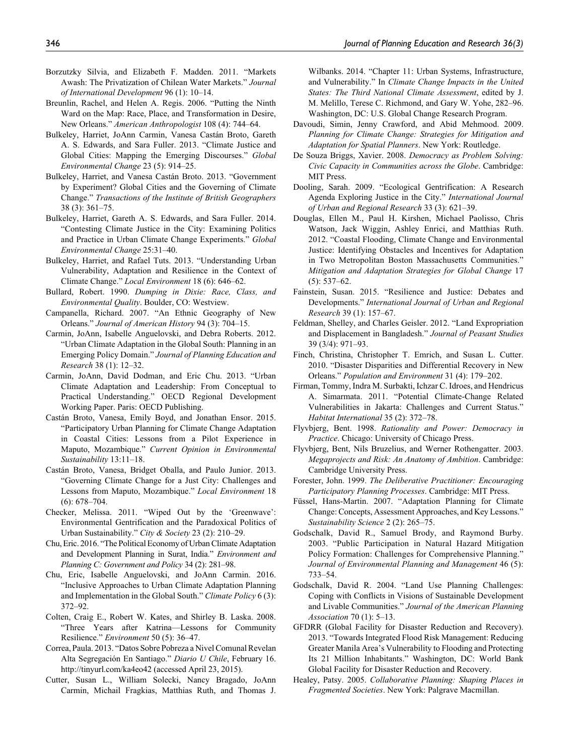Borzutzky Silvia, and Elizabeth F. Madden. 2011. "Markets Awash: The Privatization of Chilean Water Markets." *Journal of International Development* 96 (1): 10–14.

Breunlin, Rachel, and Helen A. Regis. 2006. "Putting the Ninth Ward on the Map: Race, Place, and Transformation in Desire, New Orleans." *American Anthropologist* 108 (4): 744–64.

Bulkeley, Harriet, JoAnn Carmin, Vanesa Castán Broto, Gareth A. S. Edwards, and Sara Fuller. 2013. "Climate Justice and Global Cities: Mapping the Emerging Discourses." *Global Environmental Change* 23 (5): 914–25.

Bulkeley, Harriet, and Vanesa Castán Broto. 2013. "Government by Experiment? Global Cities and the Governing of Climate Change." *Transactions of the Institute of British Geographers* 38 (3): 361–75.

Bulkeley, Harriet, Gareth A. S. Edwards, and Sara Fuller. 2014. "Contesting Climate Justice in the City: Examining Politics and Practice in Urban Climate Change Experiments." *Global Environmental Change* 25:31–40.

Bulkeley, Harriet, and Rafael Tuts. 2013. "Understanding Urban Vulnerability, Adaptation and Resilience in the Context of Climate Change." *Local Environment* 18 (6): 646–62.

Bullard, Robert. 1990. *Dumping in Dixie: Race, Class, and Environmental Quality*. Boulder, CO: Westview.

Campanella, Richard. 2007. "An Ethnic Geography of New Orleans." *Journal of American History* 94 (3): 704–15.

Carmin, JoAnn, Isabelle Anguelovski, and Debra Roberts. 2012. "Urban Climate Adaptation in the Global South: Planning in an Emerging Policy Domain." *Journal of Planning Education and Research* 38 (1): 12–32.

Carmin, JoAnn, David Dodman, and Eric Chu. 2013. "Urban Climate Adaptation and Leadership: From Conceptual to Practical Understanding." OECD Regional Development Working Paper. Paris: OECD Publishing.

Castán Broto, Vanesa, Emily Boyd, and Jonathan Ensor. 2015. "Participatory Urban Planning for Climate Change Adaptation in Coastal Cities: Lessons from a Pilot Experience in Maputo, Mozambique." *Current Opinion in Environmental Sustainability* 13:11–18.

Castán Broto, Vanesa, Bridget Oballa, and Paulo Junior. 2013. "Governing Climate Change for a Just City: Challenges and Lessons from Maputo, Mozambique." *Local Environment* 18 (6): 678–704.

Checker, Melissa. 2011. "Wiped Out by the 'Greenwave': Environmental Gentrification and the Paradoxical Politics of Urban Sustainability." *City & Society* 23 (2): 210–29.

Chu, Eric. 2016. "The Political Economy of Urban Climate Adaptation and Development Planning in Surat, India." *Environment and Planning C: Government and Policy* 34 (2): 281–98.

Chu, Eric, Isabelle Anguelovski, and JoAnn Carmin. 2016. "Inclusive Approaches to Urban Climate Adaptation Planning and Implementation in the Global South." *Climate Policy* 6 (3): 372–92.

Colten, Craig E., Robert W. Kates, and Shirley B. Laska. 2008. "Three Years after Katrina—Lessons for Community Resilience." *Environment* 50 (5): 36–47.

Correa, Paula. 2013. "Datos Sobre Pobreza a Nivel Comunal Revelan Alta Segregación En Santiago." *Diario U Chile*, February 16. http://tinyurl.com/ka4eo42 (accessed April 23, 2015).

Cutter, Susan L., William Solecki, Nancy Bragado, JoAnn Carmin, Michail Fragkias, Matthias Ruth, and Thomas J. Wilbanks. 2014. "Chapter 11: Urban Systems, Infrastructure, and Vulnerability." In *Climate Change Impacts in the United States: The Third National Climate Assessment*, edited by J. M. Melillo, Terese C. Richmond, and Gary W. Yohe, 282–96. Washington, DC: U.S. Global Change Research Program.

Davoudi, Simin, Jenny Crawford, and Abid Mehmood. 2009. *Planning for Climate Change: Strategies for Mitigation and Adaptation for Spatial Planners*. New York: Routledge.

De Souza Briggs, Xavier. 2008. *Democracy as Problem Solving: Civic Capacity in Communities across the Globe*. Cambridge: MIT Press.

Dooling, Sarah. 2009. "Ecological Gentrification: A Research Agenda Exploring Justice in the City." *International Journal of Urban and Regional Research* 33 (3): 621–39.

Douglas, Ellen M., Paul H. Kirshen, Michael Paolisso, Chris Watson, Jack Wiggin, Ashley Enrici, and Matthias Ruth. 2012. "Coastal Flooding, Climate Change and Environmental Justice: Identifying Obstacles and Incentives for Adaptation in Two Metropolitan Boston Massachusetts Communities." *Mitigation and Adaptation Strategies for Global Change* 17 (5): 537–62.

Fainstein, Susan. 2015. "Resilience and Justice: Debates and Developments." *International Journal of Urban and Regional Research* 39 (1): 157–67.

Feldman, Shelley, and Charles Geisler. 2012. "Land Expropriation and Displacement in Bangladesh." *Journal of Peasant Studies* 39 (3/4): 971–93.

Finch, Christina, Christopher T. Emrich, and Susan L. Cutter. 2010. "Disaster Disparities and Differential Recovery in New Orleans." *Population and Environment* 31 (4): 179–202.

Firman, Tommy, Indra M. Surbakti, Ichzar C. Idroes, and Hendricus A. Simarmata. 2011. "Potential Climate-Change Related Vulnerabilities in Jakarta: Challenges and Current Status." *Habitat International* 35 (2): 372–78.

Flyvbjerg, Bent. 1998. *Rationality and Power: Democracy in Practice*. Chicago: University of Chicago Press.

Flyvbjerg, Bent, Nils Bruzelius, and Werner Rothengatter. 2003. *Megaprojects and Risk: An Anatomy of Ambition*. Cambridge: Cambridge University Press.

Forester, John. 1999. *The Deliberative Practitioner: Encouraging Participatory Planning Processes*. Cambridge: MIT Press.

Füssel, Hans-Martin. 2007. "Adaptation Planning for Climate Change: Concepts, Assessment Approaches, and Key Lessons." *Sustainability Science* 2 (2): 265–75.

Godschalk, David R., Samuel Brody, and Raymond Burby. 2003. "Public Participation in Natural Hazard Mitigation Policy Formation: Challenges for Comprehensive Planning." *Journal of Environmental Planning and Management* 46 (5): 733–54.

Godschalk, David R. 2004. "Land Use Planning Challenges: Coping with Conflicts in Visions of Sustainable Development and Livable Communities." *Journal of the American Planning Association* 70 (1): 5–13.

GFDRR (Global Facility for Disaster Reduction and Recovery). 2013. "Towards Integrated Flood Risk Management: Reducing Greater Manila Area's Vulnerability to Flooding and Protecting Its 21 Million Inhabitants." Washington, DC: World Bank Global Facility for Disaster Reduction and Recovery.

Healey, Patsy. 2005. *Collaborative Planning: Shaping Places in Fragmented Societies*. New York: Palgrave Macmillan.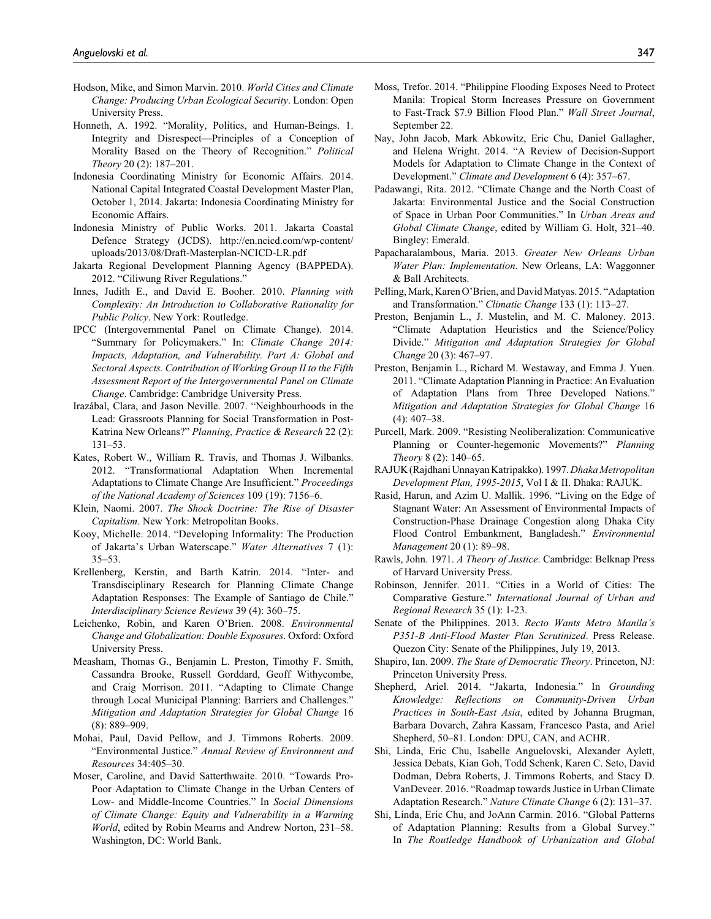Hodson, Mike, and Simon Marvin. 2010. *World Cities and Climate Change: Producing Urban Ecological Security*. London: Open University Press.

Honneth, A. 1992. "Morality, Politics, and Human-Beings. 1. Integrity and Disrespect—Principles of a Conception of Morality Based on the Theory of Recognition." *Political Theory* 20 (2): 187–201.

Indonesia Coordinating Ministry for Economic Affairs. 2014. National Capital Integrated Coastal Development Master Plan, October 1, 2014. Jakarta: Indonesia Coordinating Ministry for Economic Affairs.

Indonesia Ministry of Public Works. 2011. Jakarta Coastal Defence Strategy (JCDS). http://en.ncicd.com/wp-content/uploads/2013/08/Draft-Masterplan-NCICD-LR.pdf

Jakarta Regional Development Planning Agency (BAPPEDA). 2012. "Ciliwung River Regulations."

Innes, Judith E., and David E. Booher. 2010. *Planning with Complexity: An Introduction to Collaborative Rationality for Public Policy*. New York: Routledge.

IPCC (Intergovernmental Panel on Climate Change). 2014. "Summary for Policymakers." In: *Climate Change 2014: Impacts, Adaptation, and Vulnerability. Part A: Global and Sectoral Aspects. Contribution of Working Group II to the Fifth Assessment Report of the Intergovernmental Panel on Climate Change*. Cambridge: Cambridge University Press.

Irazábal, Clara, and Jason Neville. 2007. "Neighbourhoods in the Lead: Grassroots Planning for Social Transformation in Post-Katrina New Orleans?" *Planning, Practice & Research* 22 (2): 131–53.

Kates, Robert W., William R. Travis, and Thomas J. Wilbanks. 2012. "Transformational Adaptation When Incremental Adaptations to Climate Change Are Insufficient." *Proceedings of the National Academy of Sciences* 109 (19): 7156–6.

Klein, Naomi. 2007. *The Shock Doctrine: The Rise of Disaster Capitalism*. New York: Metropolitan Books.

Kooy, Michelle. 2014. "Developing Informality: The Production of Jakarta's Urban Waterscape." *Water Alternatives* 7 (1): 35–53.

Krellenberg, Kerstin, and Barth Katrin. 2014. "Inter- and Transdisciplinary Research for Planning Climate Change Adaptation Responses: The Example of Santiago de Chile." *Interdisciplinary Science Reviews* 39 (4): 360–75.

Leichenko, Robin, and Karen O'Brien. 2008. *Environmental Change and Globalization: Double Exposures*. Oxford: Oxford University Press.

Measham, Thomas G., Benjamin L. Preston, Timothy F. Smith, Cassandra Brooke, Russell Gorddard, Geoff Withycombe, and Craig Morrison. 2011. "Adapting to Climate Change through Local Municipal Planning: Barriers and Challenges." *Mitigation and Adaptation Strategies for Global Change* 16 (8): 889–909.

Mohai, Paul, David Pellow, and J. Timmons Roberts. 2009. "Environmental Justice." *Annual Review of Environment and Resources* 34:405–30.

Moser, Caroline, and David Satterthwaite. 2010. "Towards Pro-Poor Adaptation to Climate Change in the Urban Centers of Low- and Middle-Income Countries." In *Social Dimensions of Climate Change: Equity and Vulnerability in a Warming World*, edited by Robin Mearns and Andrew Norton, 231–58. Washington, DC: World Bank.

Moss, Trefor. 2014. "Philippine Flooding Exposes Need to Protect Manila: Tropical Storm Increases Pressure on Government to Fast-Track $7.9 Billion Flood Plan." *Wall Street Journal*, September 22.

Nay, John Jacob, Mark Abkowitz, Eric Chu, Daniel Gallagher, and Helena Wright. 2014. "A Review of Decision-Support Models for Adaptation to Climate Change in the Context of Development." *Climate and Development* 6 (4): 357–67.

Padawangi, Rita. 2012. "Climate Change and the North Coast of Jakarta: Environmental Justice and the Social Construction of Space in Urban Poor Communities." In *Urban Areas and Global Climate Change*, edited by William G. Holt, 321–40. Bingley: Emerald.

Papacharalambous, Maria. 2013. *Greater New Orleans Urban Water Plan: Implementation*. New Orleans, LA: Waggonner & Ball Architects.

Pelling, Mark, Karen O'Brien, and David Matyas. 2015. "Adaptation and Transformation." *Climatic Change* 133 (1): 113–27.

Preston, Benjamin L., J. Mustelin, and M. C. Maloney. 2013. "Climate Adaptation Heuristics and the Science/Policy Divide." *Mitigation and Adaptation Strategies for Global Change* 20 (3): 467–97.

Preston, Benjamin L., Richard M. Westaway, and Emma J. Yuen. 2011. "Climate Adaptation Planning in Practice: An Evaluation of Adaptation Plans from Three Developed Nations." *Mitigation and Adaptation Strategies for Global Change* 16 (4): 407–38.

Purcell, Mark. 2009. "Resisting Neoliberalization: Communicative Planning or Counter-hegemonic Movements?" *Planning Theory* 8 (2): 140–65.

RAJUK (Rajdhani Unnayan Katripakko). 1997. *Dhaka Metropolitan Development Plan, 1995-2015*, Vol I & II. Dhaka: RAJUK.

Rasid, Harun, and Azim U. Mallik. 1996. "Living on the Edge of Stagnant Water: An Assessment of Environmental Impacts of Construction-Phase Drainage Congestion along Dhaka City Flood Control Embankment, Bangladesh." *Environmental Management* 20 (1): 89–98.

Rawls, John. 1971. *A Theory of Justice*. Cambridge: Belknap Press of Harvard University Press.

Robinson, Jennifer. 2011. "Cities in a World of Cities: The Comparative Gesture." *International Journal of Urban and Regional Research* 35 (1): 1-23.

Senate of the Philippines. 2013. *Recto Wants Metro Manila's P351-B Anti-Flood Master Plan Scrutinized*. Press Release. Quezon City: Senate of the Philippines, July 19, 2013.

Shapiro, Ian. 2009. *The State of Democratic Theory*. Princeton, NJ: Princeton University Press.

Shepherd, Ariel. 2014. "Jakarta, Indonesia." In *Grounding Knowledge: Reflections on Community-Driven Urban Practices in South-East Asia*, edited by Johanna Brugman, Barbara Dovarch, Zahra Kassam, Francesco Pasta, and Ariel Shepherd, 50–81. London: DPU, CAN, and ACHR.

Shi, Linda, Eric Chu, Isabelle Anguelovski, Alexander Aylett, Jessica Debats, Kian Goh, Todd Schenk, Karen C. Seto, David Dodman, Debra Roberts, J. Timmons Roberts, and Stacy D. VanDeveer. 2016. "Roadmap towards Justice in Urban Climate Adaptation Research." *Nature Climate Change* 6 (2): 131–37.

Shi, Linda, Eric Chu, and JoAnn Carmin. 2016. "Global Patterns of Adaptation Planning: Results from a Global Survey." In *The Routledge Handbook of Urbanization and Global*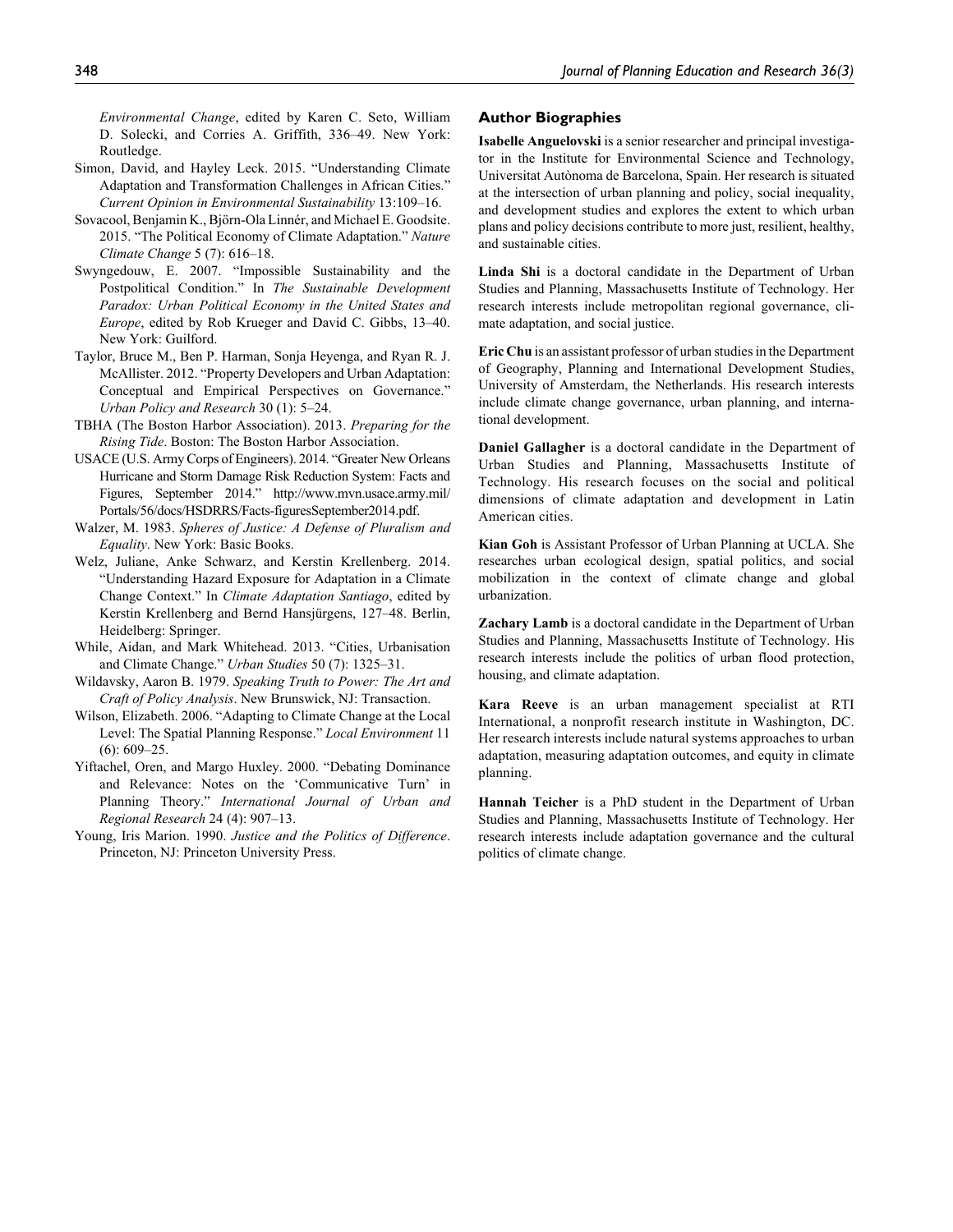*Environmental Change*, edited by Karen C. Seto, William D. Solecki, and Corries A. Griffith, 336–49. New York: Routledge.

Simon, David, and Hayley Leck. 2015. "Understanding Climate Adaptation and Transformation Challenges in African Cities." *Current Opinion in Environmental Sustainability* 13:109–16.

Sovacool, Benjamin K., Björn-Ola Linnér, and Michael E. Goodsite. 2015. "The Political Economy of Climate Adaptation." *Nature Climate Change* 5 (7): 616–18.

Swyngedouw, E. 2007. "Impossible Sustainability and the Postpolitical Condition." In *The Sustainable Development Paradox: Urban Political Economy in the United States and Europe*, edited by Rob Krueger and David C. Gibbs, 13–40. New York: Guilford.

Taylor, Bruce M., Ben P. Harman, Sonja Heyenga, and Ryan R. J. McAllister. 2012. "Property Developers and Urban Adaptation: Conceptual and Empirical Perspectives on Governance." *Urban Policy and Research* 30 (1): 5–24.

TBHA (The Boston Harbor Association). 2013. *Preparing for the Rising Tide*. Boston: The Boston Harbor Association.

USACE (U.S. Army Corps of Engineers). 2014. "Greater New Orleans Hurricane and Storm Damage Risk Reduction System: Facts and Figures, September 2014." http://www.mvn.usace.army.mil/Portals/56/docs/HSDRRS/Facts-figuresSeptember2014.pdf.

Walzer, M. 1983. *Spheres of Justice: A Defense of Pluralism and Equality*. New York: Basic Books.

Welz, Juliane, Anke Schwarz, and Kerstin Krellenberg. 2014. "Understanding Hazard Exposure for Adaptation in a Climate Change Context." In *Climate Adaptation Santiago*, edited by Kerstin Krellenberg and Bernd Hansjürgens, 127–48. Berlin, Heidelberg: Springer.

While, Aidan, and Mark Whitehead. 2013. "Cities, Urbanisation and Climate Change." *Urban Studies* 50 (7): 1325–31.

Wildavsky, Aaron B. 1979. *Speaking Truth to Power: The Art and Craft of Policy Analysis*. New Brunswick, NJ: Transaction.

Wilson, Elizabeth. 2006. "Adapting to Climate Change at the Local Level: The Spatial Planning Response." *Local Environment* 11 (6): 609–25.

Yiftachel, Oren, and Margo Huxley. 2000. "Debating Dominance and Relevance: Notes on the 'Communicative Turn' in Planning Theory." *International Journal of Urban and Regional Research* 24 (4): 907–13.

Young, Iris Marion. 1990. *Justice and the Politics of Difference*. Princeton, NJ: Princeton University Press.

## Author Biographies

**Isabelle Anguelovski** is a senior researcher and principal investigator in the Institute for Environmental Science and Technology, Universitat Autònoma de Barcelona, Spain. Her research is situated at the intersection of urban planning and policy, social inequality, and development studies and explores the extent to which urban plans and policy decisions contribute to more just, resilient, healthy, and sustainable cities.

**Linda Shi** is a doctoral candidate in the Department of Urban Studies and Planning, Massachusetts Institute of Technology. Her research interests include metropolitan regional governance, climate adaptation, and social justice.

**Eric Chu** is an assistant professor of urban studies in the Department of Geography, Planning and International Development Studies, University of Amsterdam, the Netherlands. His research interests include climate change governance, urban planning, and international development.

**Daniel Gallagher** is a doctoral candidate in the Department of Urban Studies and Planning, Massachusetts Institute of Technology. His research focuses on the social and political dimensions of climate adaptation and development in Latin American cities.

**Kian Goh** is Assistant Professor of Urban Planning at UCLA. She researches urban ecological design, spatial politics, and social mobilization in the context of climate change and global urbanization.

**Zachary Lamb** is a doctoral candidate in the Department of Urban Studies and Planning, Massachusetts Institute of Technology. His research interests include the politics of urban flood protection, housing, and climate adaptation.

**Kara Reeve** is an urban management specialist at RTI International, a nonprofit research institute in Washington, DC. Her research interests include natural systems approaches to urban adaptation, measuring adaptation outcomes, and equity in climate planning.

**Hannah Teicher** is a PhD student in the Department of Urban Studies and Planning, Massachusetts Institute of Technology. Her research interests include adaptation governance and the cultural politics of climate change.